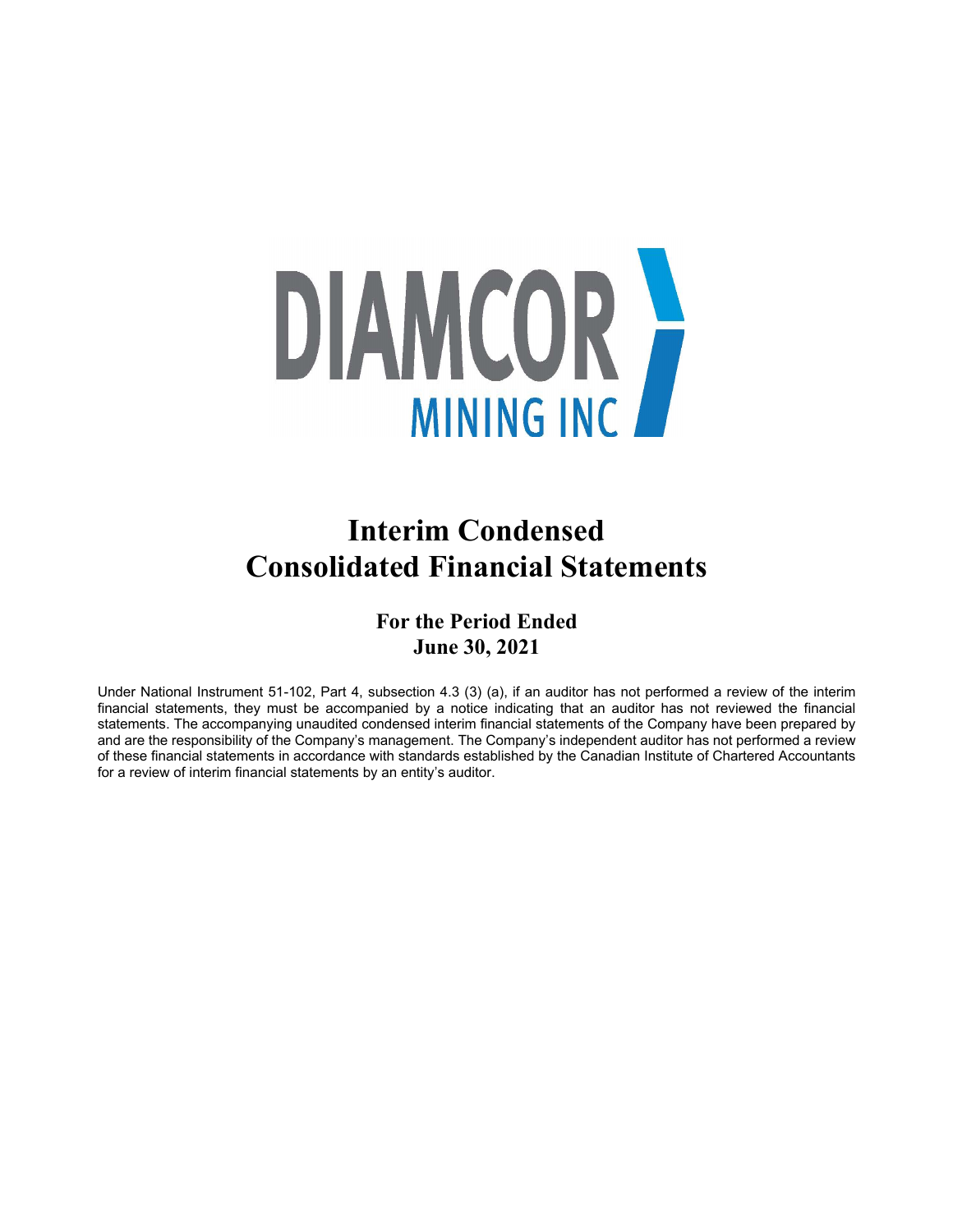DIAMCOR MINING INC

# Interim Condensed Consolidated Financial Statements

## For the Period Ended June 30, 2021

Under National Instrument 51-102, Part 4, subsection 4.3 (3) (a), if an auditor has not performed a review of the interim financial statements, they must be accompanied by a notice indicating that an auditor has not reviewed the financial statements. The accompanying unaudited condensed interim financial statements of the Company have been prepared by and are the responsibility of the Company's management. The Company's independent auditor has not performed a review of these financial statements in accordance with standards established by the Canadian Institute of Chartered Accountants for a review of interim financial statements by an entity's auditor.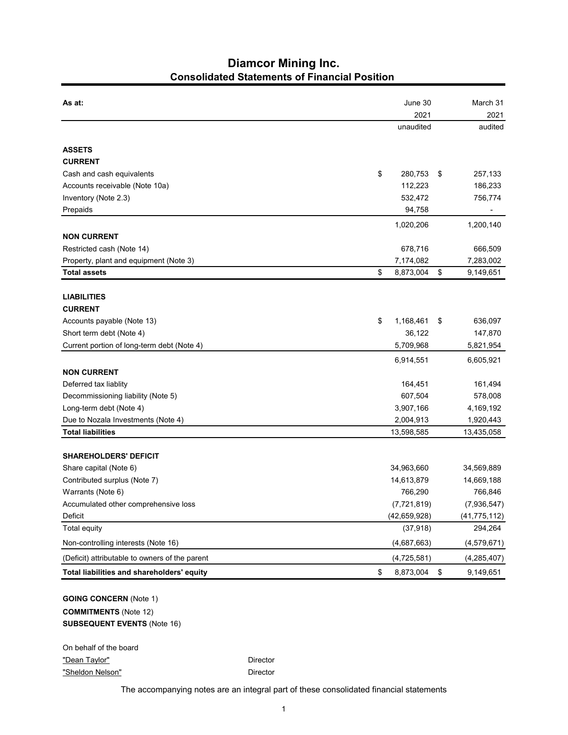# Diamcor Mining Inc.
## Consolidated Statements of Financial Position

| As at: | June 30 2021 unaudited | March 31 2021 audited |
|---|---|---|
| **ASSETS** | | |
| **CURRENT** | | |
| Cash and cash equivalents | $ 280,753 | $ 257,133 |
| Accounts receivable (Note 10a) | 112,223 | 186,233 |
| Inventory (Note 2.3) | 532,472 | 756,774 |
| Prepaids | 94,758 | - |
| | 1,020,206 | 1,200,140 |
| **NON CURRENT** | | |
| Restricted cash (Note 14) | 678,716 | 666,509 |
| Property, plant and equipment (Note 3) | 7,174,082 | 7,283,002 |
| **Total assets** | $ 8,873,004 | $ 9,149,651 |
| **LIABILITIES** | | |
| **CURRENT** | | |
| Accounts payable (Note 13) | $ 1,168,461 | $ 636,097 |
| Short term debt (Note 4) | 36,122 | 147,870 |
| Current portion of long-term debt (Note 4) | 5,709,968 | 5,821,954 |
| | 6,914,551 | 6,605,921 |
| **NON CURRENT** | | |
| Deferred tax liablity | 164,451 | 161,494 |
| Decommissioning liability (Note 5) | 607,504 | 578,008 |
| Long-term debt (Note 4) | 3,907,166 | 4,169,192 |
| Due to Nozala Investments (Note 4) | 2,004,913 | 1,920,443 |
| **Total liabilities** | 13,598,585 | 13,435,058 |
| **SHAREHOLDERS' DEFICIT** | | |
| Share capital (Note 6) | 34,963,660 | 34,569,889 |
| Contributed surplus (Note 7) | 14,613,879 | 14,669,188 |
| Warrants (Note 6) | 766,290 | 766,846 |
| Accumulated other comprehensive loss | (7,721,819) | (7,936,547) |
| Deficit | (42,659,928) | (41,775,112) |
| Total equity | (37,918) | 294,264 |
| Non-controlling interests (Note 16) | (4,687,663) | (4,579,671) |
| (Deficit) attributable to owners of the parent | (4,725,581) | (4,285,407) |
| **Total liabilities and shareholders' equity** | $ 8,873,004 | $ 9,149,651 |

**GOING CONCERN** (Note 1)
**COMMITMENTS** (Note 12)
**SUBSEQUENT EVENTS** (Note 16)

On behalf of the board

"Dean Taylor" Director

"Sheldon Nelson" Director

The accompanying notes are an integral part of these consolidated financial statements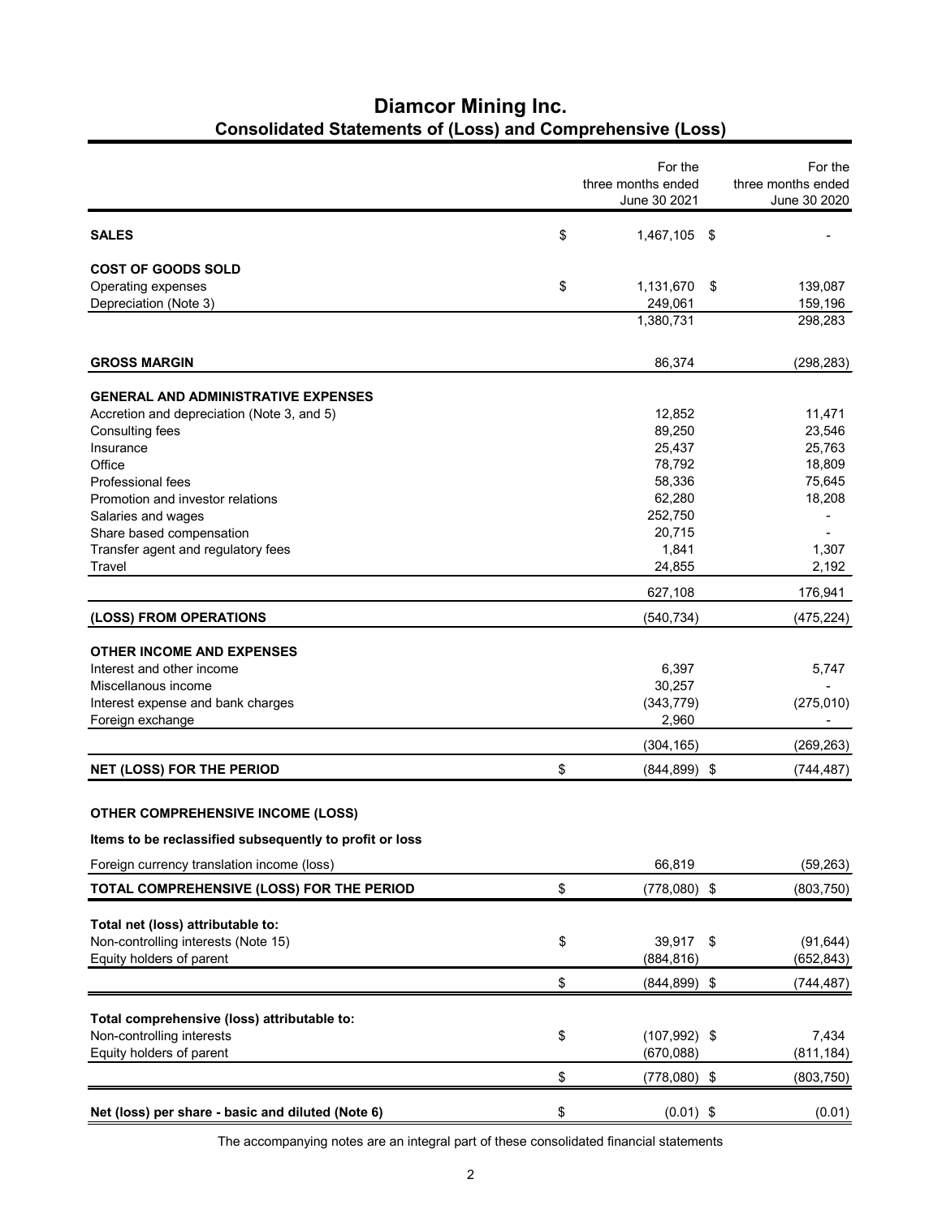# Diamcor Mining Inc.

## Consolidated Statements of (Loss) and Comprehensive (Loss)

| | For the three months ended June 30 2021 | For the three months ended June 30 2020 |
|---|---|---|
| **SALES** | $ 1,467,105 | $ - |
| **COST OF GOODS SOLD** | | |
| Operating expenses | $ 1,131,670 | $ 139,087 |
| Depreciation (Note 3) | 249,061 | 159,196 |
| | 1,380,731 | 298,283 |
| **GROSS MARGIN** | 86,374 | (298,283) |
| **GENERAL AND ADMINISTRATIVE EXPENSES** | | |
| Accretion and depreciation (Note 3, and 5) | 12,852 | 11,471 |
| Consulting fees | 89,250 | 23,546 |
| Insurance | 25,437 | 25,763 |
| Office | 78,792 | 18,809 |
| Professional fees | 58,336 | 75,645 |
| Promotion and investor relations | 62,280 | 18,208 |
| Salaries and wages | 252,750 | - |
| Share based compensation | 20,715 | - |
| Transfer agent and regulatory fees | 1,841 | 1,307 |
| Travel | 24,855 | 2,192 |
| | 627,108 | 176,941 |
| **(LOSS) FROM OPERATIONS** | (540,734) | (475,224) |
| **OTHER INCOME AND EXPENSES** | | |
| Interest and other income | 6,397 | 5,747 |
| Miscellanous income | 30,257 | - |
| Interest expense and bank charges | (343,779) | (275,010) |
| Foreign exchange | 2,960 | - |
| | (304,165) | (269,263) |
| **NET (LOSS) FOR THE PERIOD** | $ (844,899) | $ (744,487) |
| **OTHER COMPREHENSIVE INCOME (LOSS)** | | |
| **Items to be reclassified subsequently to profit or loss** | | |
| Foreign currency translation income (loss) | 66,819 | (59,263) |
| **TOTAL COMPREHENSIVE (LOSS) FOR THE PERIOD** | $ (778,080) | $ (803,750) |
| **Total net (loss) attributable to:** | | |
| Non-controlling interests (Note 15) | $ 39,917 | $ (91,644) |
| Equity holders of parent | (884,816) | (652,843) |
| | $ (844,899) | $ (744,487) |
| **Total comprehensive (loss) attributable to:** | | |
| Non-controlling interests | $ (107,992) | $ 7,434 |
| Equity holders of parent | (670,088) | (811,184) |
| | $ (778,080) | $ (803,750) |
| **Net (loss) per share - basic and diluted (Note 6)** | $ (0.01) | $ (0.01) |

The accompanying notes are an integral part of these consolidated financial statements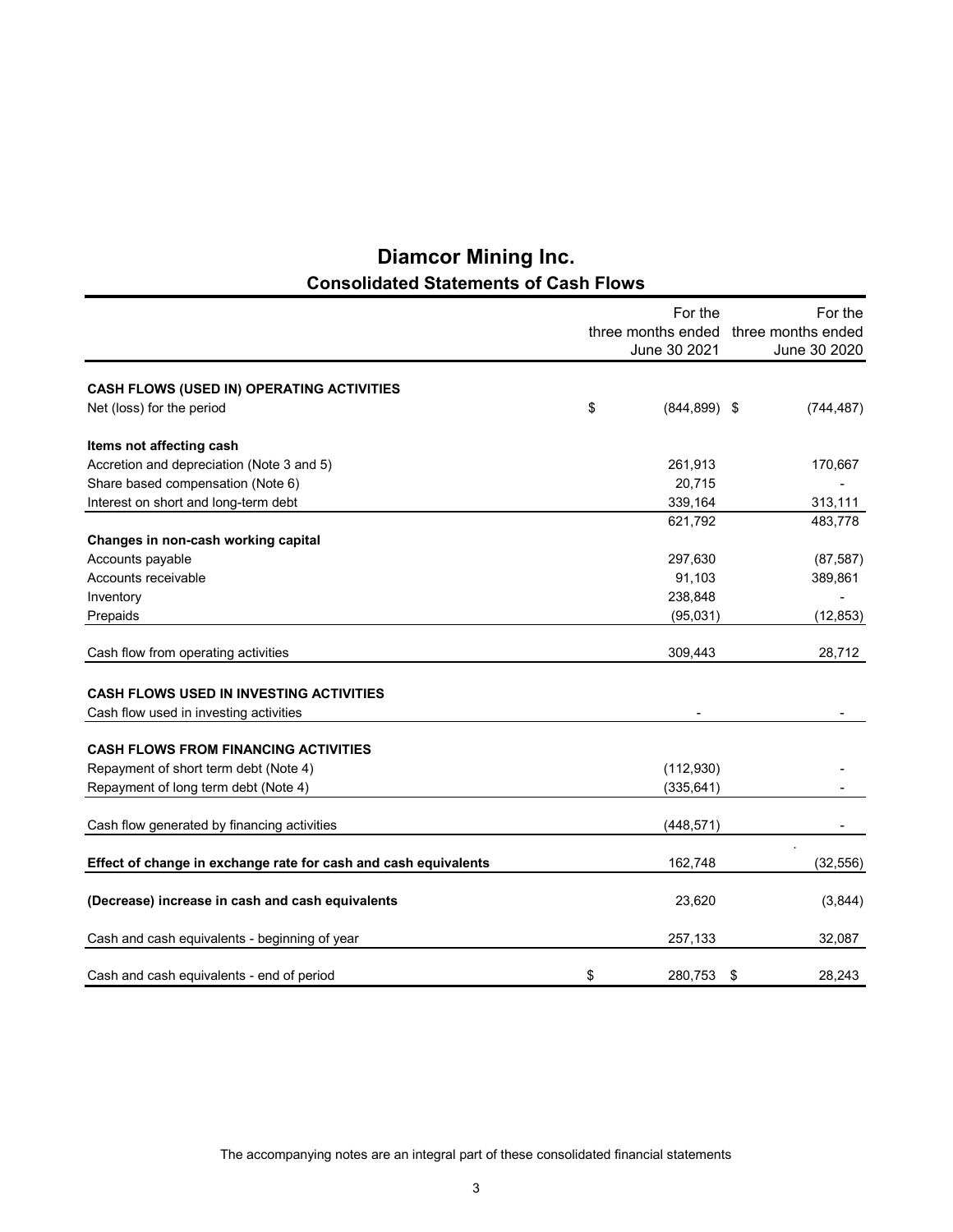# Diamcor Mining Inc.

## Consolidated Statements of Cash Flows

| | For the three months ended June 30 2021 | For the three months ended June 30 2020 |
|---|---|---|
| **CASH FLOWS (USED IN) OPERATING ACTIVITIES** | | |
| Net (loss) for the period | $ (844,899) | $ (744,487) |
| **Items not affecting cash** | | |
| Accretion and depreciation (Note 3 and 5) | 261,913 | 170,667 |
| Share based compensation (Note 6) | 20,715 | - |
| Interest on short and long-term debt | 339,164 | 313,111 |
| | 621,792 | 483,778 |
| **Changes in non-cash working capital** | | |
| Accounts payable | 297,630 | (87,587) |
| Accounts receivable | 91,103 | 389,861 |
| Inventory | 238,848 | - |
| Prepaids | (95,031) | (12,853) |
| Cash flow from operating activities | 309,443 | 28,712 |
| **CASH FLOWS USED IN INVESTING ACTIVITIES** | | |
| Cash flow used in investing activities | - | - |
| **CASH FLOWS FROM FINANCING ACTIVITIES** | | |
| Repayment of short term debt (Note 4) | (112,930) | - |
| Repayment of long term debt (Note 4) | (335,641) | - |
| Cash flow generated by financing activities | (448,571) | - |
| **Effect of change in exchange rate for cash and cash equivalents** | 162,748 | (32,556) |
| **(Decrease) increase in cash and cash equivalents** | 23,620 | (3,844) |
| Cash and cash equivalents - beginning of year | 257,133 | 32,087 |
| Cash and cash equivalents - end of period | $ 280,753 | $ 28,243 |

The accompanying notes are an integral part of these consolidated financial statements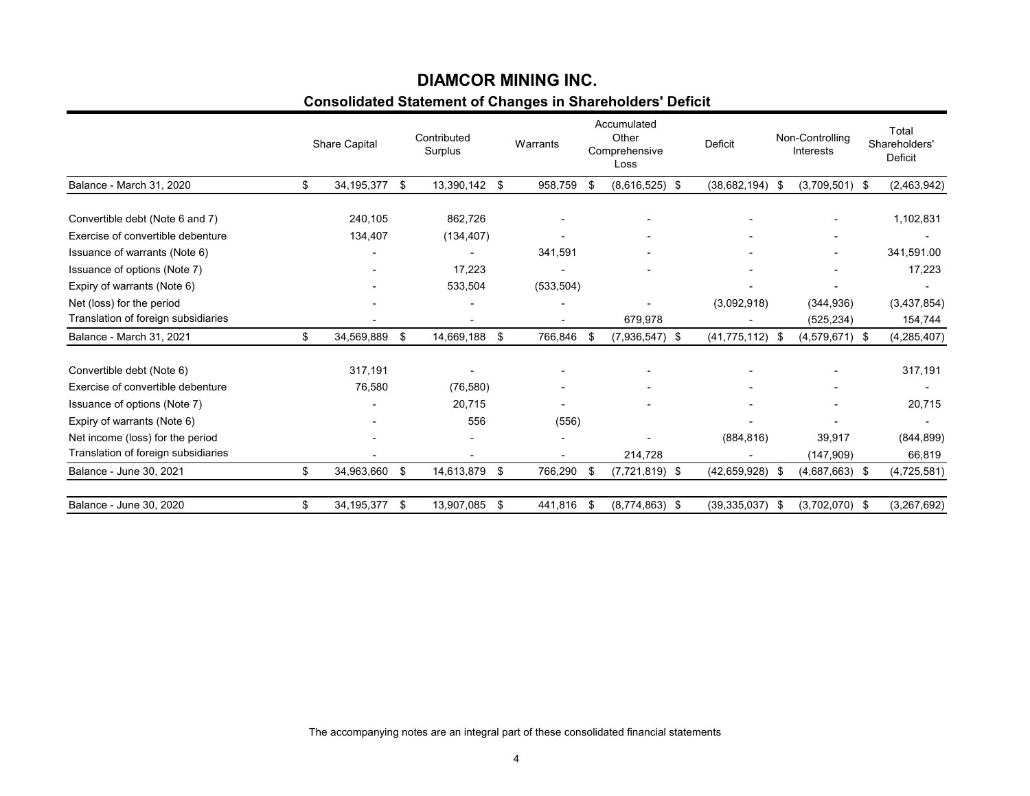# DIAMCOR MINING INC.

## Consolidated Statement of Changes in Shareholders' Deficit

| | Share Capital | Contributed Surplus | Warrants | Accumulated Other Comprehensive Loss | Deficit | Non-Controlling Interests | Total Shareholders' Deficit |
|---|---|---|---|---|---|---|---|
| Balance - March 31, 2020 | $ 34,195,377 | $ 13,390,142 | $ 958,759 | $ (8,616,525) | $ (38,682,194) | $ (3,709,501) | $ (2,463,942) |
| Convertible debt (Note 6 and 7) | 240,105 | 862,726 | - | - | - | - | 1,102,831 |
| Exercise of convertible debenture | 134,407 | (134,407) | - | - | - | - | - |
| Issuance of warrants (Note 6) | - | - | 341,591 | - | - | - | 341,591.00 |
| Issuance of options (Note 7) | - | 17,223 | - | - | - | - | 17,223 |
| Expiry of warrants (Note 6) | - | 533,504 | (533,504) | | - | - | - |
| Net (loss) for the period | - | - | - | - | (3,092,918) | (344,936) | (3,437,854) |
| Translation of foreign subsidiaries | - | - | - | 679,978 | - | (525,234) | 154,744 |
| Balance - March 31, 2021 | $ 34,569,889 | $ 14,669,188 | $ 766,846 | $ (7,936,547) | $ (41,775,112) | $ (4,579,671) | $ (4,285,407) |
| Convertible debt (Note 6) | 317,191 | - | - | - | - | - | 317,191 |
| Exercise of convertible debenture | 76,580 | (76,580) | - | - | - | - | - |
| Issuance of options (Note 7) | - | 20,715 | - | - | - | - | 20,715 |
| Expiry of warrants (Note 6) | - | 556 | (556) | | - | - | - |
| Net income (loss) for the period | - | - | - | - | (884,816) | 39,917 | (844,899) |
| Translation of foreign subsidiaries | - | - | - | 214,728 | - | (147,909) | 66,819 |
| Balance - June 30, 2021 | $ 34,963,660 | $ 14,613,879 | $ 766,290 | $ (7,721,819) | $ (42,659,928) | $ (4,687,663) | $ (4,725,581) |
| Balance - June 30, 2020 | $ 34,195,377 | $ 13,907,085 | $ 441,816 | $ (8,774,863) | $ (39,335,037) | $ (3,702,070) | $ (3,267,692) |

The accompanying notes are an integral part of these consolidated financial statements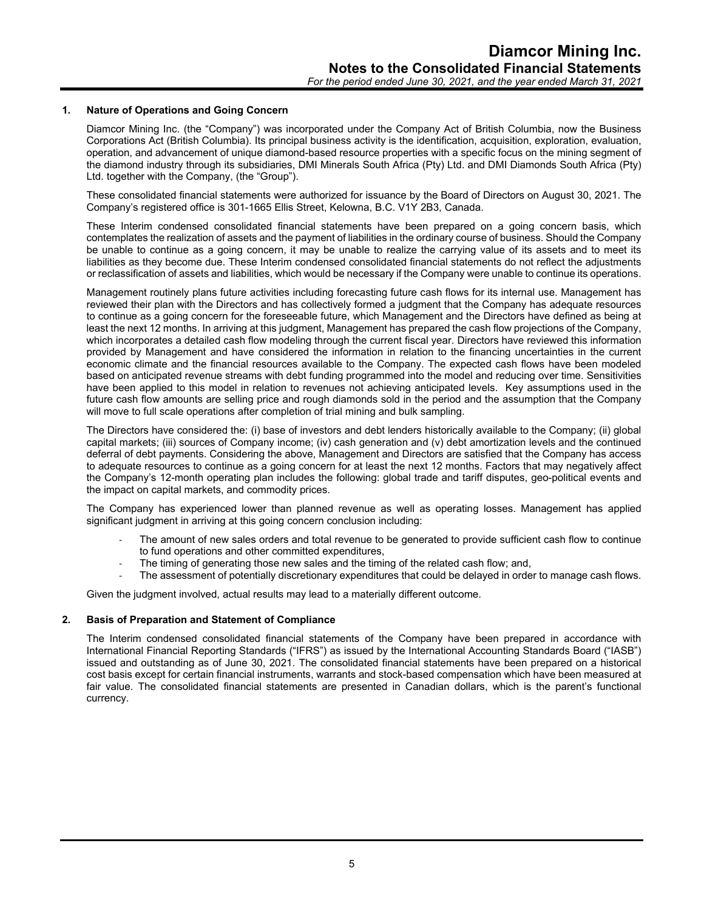## 1. Nature of Operations and Going Concern

Diamcor Mining Inc. (the "Company") was incorporated under the Company Act of British Columbia, now the Business Corporations Act (British Columbia). Its principal business activity is the identification, acquisition, exploration, evaluation, operation, and advancement of unique diamond-based resource properties with a specific focus on the mining segment of the diamond industry through its subsidiaries, DMI Minerals South Africa (Pty) Ltd. and DMI Diamonds South Africa (Pty) Ltd. together with the Company, (the "Group").

These consolidated financial statements were authorized for issuance by the Board of Directors on August 30, 2021. The Company's registered office is 301-1665 Ellis Street, Kelowna, B.C. V1Y 2B3, Canada.

These Interim condensed consolidated financial statements have been prepared on a going concern basis, which contemplates the realization of assets and the payment of liabilities in the ordinary course of business. Should the Company be unable to continue as a going concern, it may be unable to realize the carrying value of its assets and to meet its liabilities as they become due. These Interim condensed consolidated financial statements do not reflect the adjustments or reclassification of assets and liabilities, which would be necessary if the Company were unable to continue its operations.

Management routinely plans future activities including forecasting future cash flows for its internal use. Management has reviewed their plan with the Directors and has collectively formed a judgment that the Company has adequate resources to continue as a going concern for the foreseeable future, which Management and the Directors have defined as being at least the next 12 months. In arriving at this judgment, Management has prepared the cash flow projections of the Company, which incorporates a detailed cash flow modeling through the current fiscal year. Directors have reviewed this information provided by Management and have considered the information in relation to the financing uncertainties in the current economic climate and the financial resources available to the Company. The expected cash flows have been modeled based on anticipated revenue streams with debt funding programmed into the model and reducing over time. Sensitivities have been applied to this model in relation to revenues not achieving anticipated levels. Key assumptions used in the future cash flow amounts are selling price and rough diamonds sold in the period and the assumption that the Company will move to full scale operations after completion of trial mining and bulk sampling.

The Directors have considered the: (i) base of investors and debt lenders historically available to the Company; (ii) global capital markets; (iii) sources of Company income; (iv) cash generation and (v) debt amortization levels and the continued deferral of debt payments. Considering the above, Management and Directors are satisfied that the Company has access to adequate resources to continue as a going concern for at least the next 12 months. Factors that may negatively affect the Company's 12-month operating plan includes the following: global trade and tariff disputes, geo-political events and the impact on capital markets, and commodity prices.

The Company has experienced lower than planned revenue as well as operating losses. Management has applied significant judgment in arriving at this going concern conclusion including:

- The amount of new sales orders and total revenue to be generated to provide sufficient cash flow to continue to fund operations and other committed expenditures,
- The timing of generating those new sales and the timing of the related cash flow; and,
- The assessment of potentially discretionary expenditures that could be delayed in order to manage cash flows.

Given the judgment involved, actual results may lead to a materially different outcome.

## 2. Basis of Preparation and Statement of Compliance

The Interim condensed consolidated financial statements of the Company have been prepared in accordance with International Financial Reporting Standards ("IFRS") as issued by the International Accounting Standards Board ("IASB") issued and outstanding as of June 30, 2021. The consolidated financial statements have been prepared on a historical cost basis except for certain financial instruments, warrants and stock-based compensation which have been measured at fair value. The consolidated financial statements are presented in Canadian dollars, which is the parent's functional currency.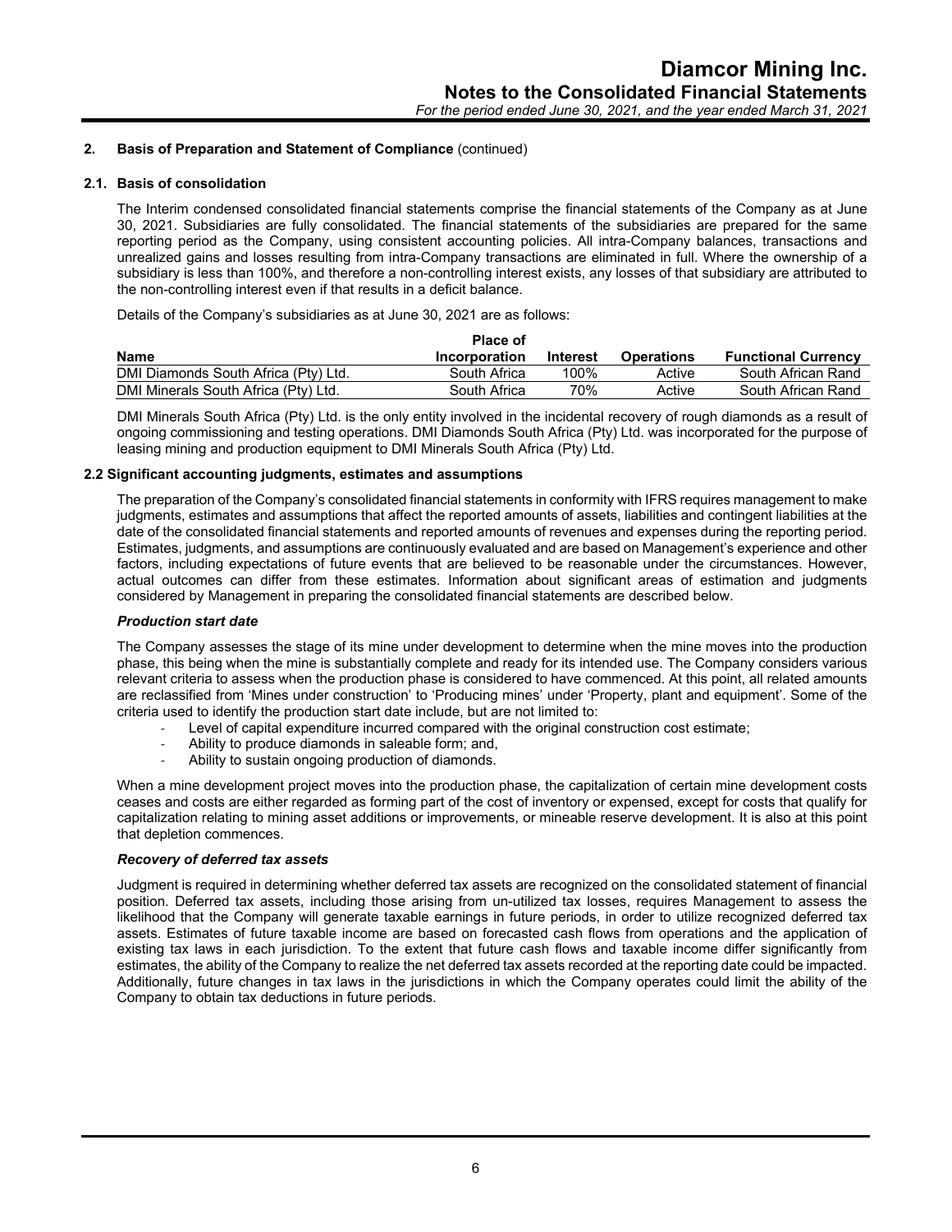## 2. Basis of Preparation and Statement of Compliance (continued)

### 2.1. Basis of consolidation

The Interim condensed consolidated financial statements comprise the financial statements of the Company as at June 30, 2021. Subsidiaries are fully consolidated. The financial statements of the subsidiaries are prepared for the same reporting period as the Company, using consistent accounting policies. All intra-Company balances, transactions and unrealized gains and losses resulting from intra-Company transactions are eliminated in full. Where the ownership of a subsidiary is less than 100%, and therefore a non-controlling interest exists, any losses of that subsidiary are attributed to the non-controlling interest even if that results in a deficit balance.

Details of the Company's subsidiaries as at June 30, 2021 are as follows:

| Name | Place of Incorporation | Interest | Operations | Functional Currency |
|---|---|---|---|---|
| DMI Diamonds South Africa (Pty) Ltd. | South Africa | 100% | Active | South African Rand |
| DMI Minerals South Africa (Pty) Ltd. | South Africa | 70% | Active | South African Rand |

DMI Minerals South Africa (Pty) Ltd. is the only entity involved in the incidental recovery of rough diamonds as a result of ongoing commissioning and testing operations. DMI Diamonds South Africa (Pty) Ltd. was incorporated for the purpose of leasing mining and production equipment to DMI Minerals South Africa (Pty) Ltd.

### 2.2 Significant accounting judgments, estimates and assumptions

The preparation of the Company's consolidated financial statements in conformity with IFRS requires management to make judgments, estimates and assumptions that affect the reported amounts of assets, liabilities and contingent liabilities at the date of the consolidated financial statements and reported amounts of revenues and expenses during the reporting period. Estimates, judgments, and assumptions are continuously evaluated and are based on Management's experience and other factors, including expectations of future events that are believed to be reasonable under the circumstances. However, actual outcomes can differ from these estimates. Information about significant areas of estimation and judgments considered by Management in preparing the consolidated financial statements are described below.

***Production start date***

The Company assesses the stage of its mine under development to determine when the mine moves into the production phase, this being when the mine is substantially complete and ready for its intended use. The Company considers various relevant criteria to assess when the production phase is considered to have commenced. At this point, all related amounts are reclassified from 'Mines under construction' to 'Producing mines' under 'Property, plant and equipment'. Some of the criteria used to identify the production start date include, but are not limited to:

- Level of capital expenditure incurred compared with the original construction cost estimate;
- Ability to produce diamonds in saleable form; and,
- Ability to sustain ongoing production of diamonds.

When a mine development project moves into the production phase, the capitalization of certain mine development costs ceases and costs are either regarded as forming part of the cost of inventory or expensed, except for costs that qualify for capitalization relating to mining asset additions or improvements, or mineable reserve development. It is also at this point that depletion commences.

***Recovery of deferred tax assets***

Judgment is required in determining whether deferred tax assets are recognized on the consolidated statement of financial position. Deferred tax assets, including those arising from un-utilized tax losses, requires Management to assess the likelihood that the Company will generate taxable earnings in future periods, in order to utilize recognized deferred tax assets. Estimates of future taxable income are based on forecasted cash flows from operations and the application of existing tax laws in each jurisdiction. To the extent that future cash flows and taxable income differ significantly from estimates, the ability of the Company to realize the net deferred tax assets recorded at the reporting date could be impacted. Additionally, future changes in tax laws in the jurisdictions in which the Company operates could limit the ability of the Company to obtain tax deductions in future periods.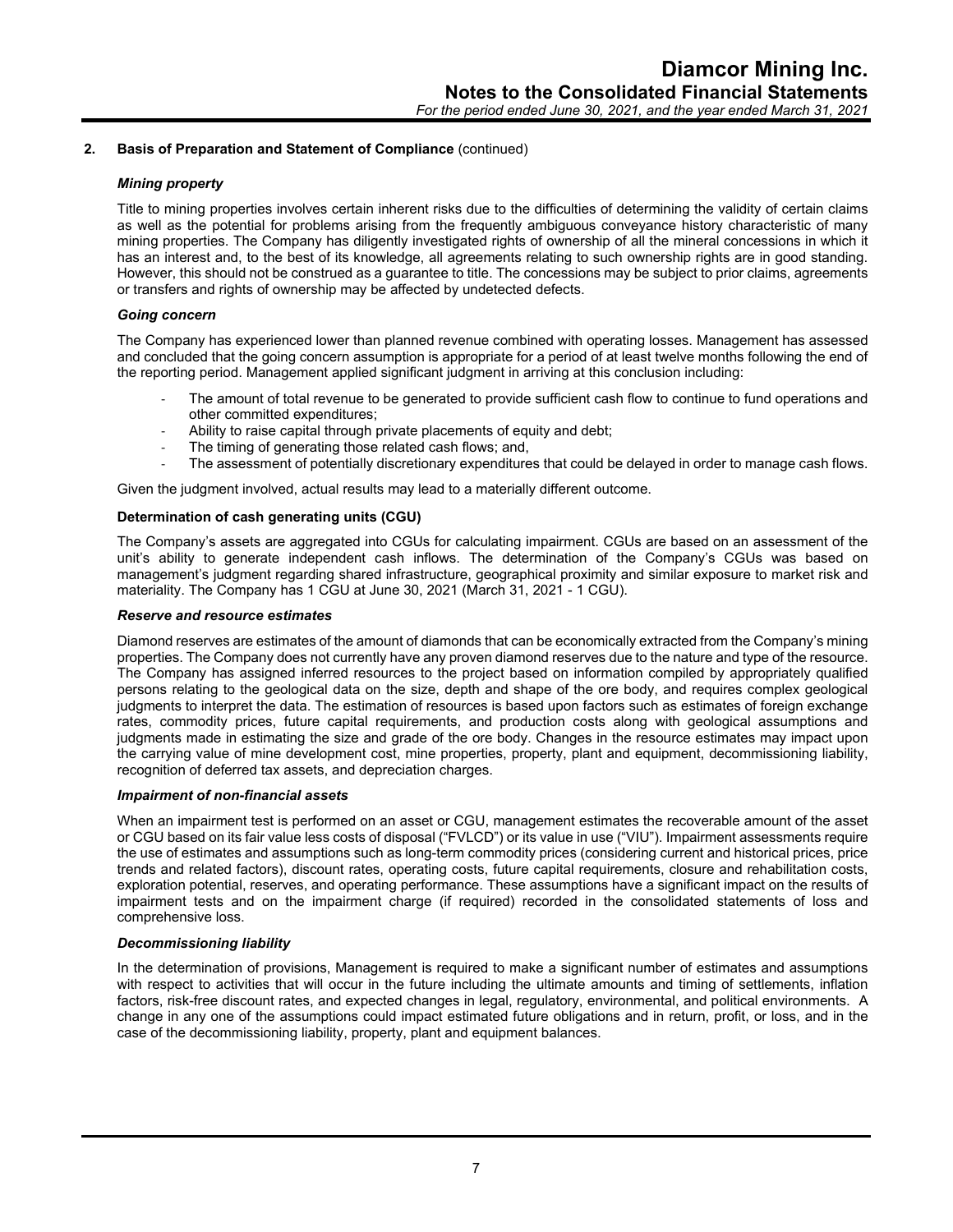## 2. Basis of Preparation and Statement of Compliance (continued)

### *Mining property*

Title to mining properties involves certain inherent risks due to the difficulties of determining the validity of certain claims as well as the potential for problems arising from the frequently ambiguous conveyance history characteristic of many mining properties. The Company has diligently investigated rights of ownership of all the mineral concessions in which it has an interest and, to the best of its knowledge, all agreements relating to such ownership rights are in good standing. However, this should not be construed as a guarantee to title. The concessions may be subject to prior claims, agreements or transfers and rights of ownership may be affected by undetected defects.

### *Going concern*

The Company has experienced lower than planned revenue combined with operating losses. Management has assessed and concluded that the going concern assumption is appropriate for a period of at least twelve months following the end of the reporting period. Management applied significant judgment in arriving at this conclusion including:

- The amount of total revenue to be generated to provide sufficient cash flow to continue to fund operations and other committed expenditures;
- Ability to raise capital through private placements of equity and debt;
- The timing of generating those related cash flows; and,
- The assessment of potentially discretionary expenditures that could be delayed in order to manage cash flows.

Given the judgment involved, actual results may lead to a materially different outcome.

### Determination of cash generating units (CGU)

The Company's assets are aggregated into CGUs for calculating impairment. CGUs are based on an assessment of the unit's ability to generate independent cash inflows. The determination of the Company's CGUs was based on management's judgment regarding shared infrastructure, geographical proximity and similar exposure to market risk and materiality. The Company has 1 CGU at June 30, 2021 (March 31, 2021 - 1 CGU).

### *Reserve and resource estimates*

Diamond reserves are estimates of the amount of diamonds that can be economically extracted from the Company's mining properties. The Company does not currently have any proven diamond reserves due to the nature and type of the resource. The Company has assigned inferred resources to the project based on information compiled by appropriately qualified persons relating to the geological data on the size, depth and shape of the ore body, and requires complex geological judgments to interpret the data. The estimation of resources is based upon factors such as estimates of foreign exchange rates, commodity prices, future capital requirements, and production costs along with geological assumptions and judgments made in estimating the size and grade of the ore body. Changes in the resource estimates may impact upon the carrying value of mine development cost, mine properties, property, plant and equipment, decommissioning liability, recognition of deferred tax assets, and depreciation charges.

### *Impairment of non-financial assets*

When an impairment test is performed on an asset or CGU, management estimates the recoverable amount of the asset or CGU based on its fair value less costs of disposal ("FVLCD") or its value in use ("VIU"). Impairment assessments require the use of estimates and assumptions such as long-term commodity prices (considering current and historical prices, price trends and related factors), discount rates, operating costs, future capital requirements, closure and rehabilitation costs, exploration potential, reserves, and operating performance. These assumptions have a significant impact on the results of impairment tests and on the impairment charge (if required) recorded in the consolidated statements of loss and comprehensive loss.

### *Decommissioning liability*

In the determination of provisions, Management is required to make a significant number of estimates and assumptions with respect to activities that will occur in the future including the ultimate amounts and timing of settlements, inflation factors, risk-free discount rates, and expected changes in legal, regulatory, environmental, and political environments. A change in any one of the assumptions could impact estimated future obligations and in return, profit, or loss, and in the case of the decommissioning liability, property, plant and equipment balances.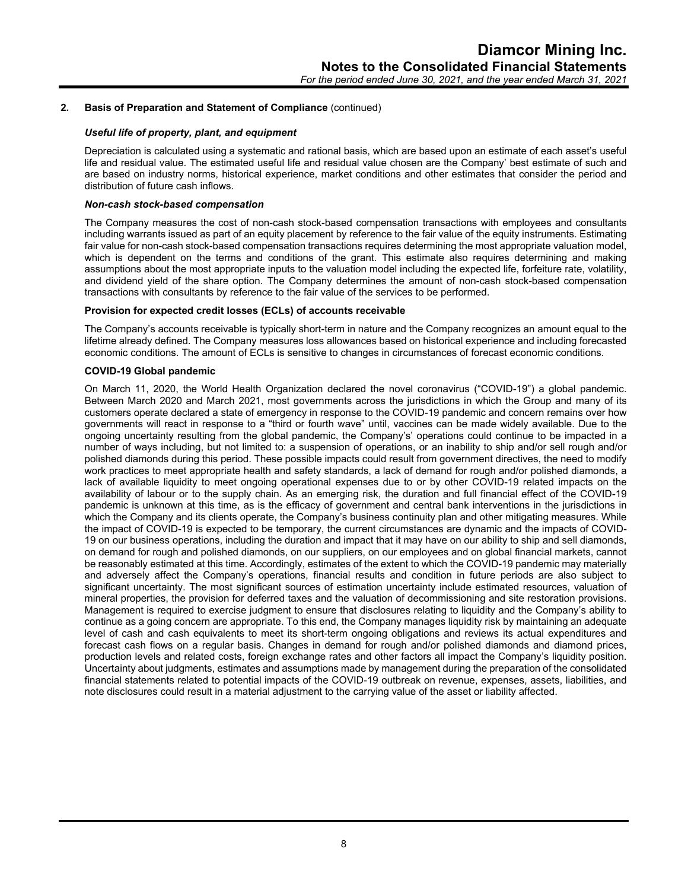## 2. Basis of Preparation and Statement of Compliance (continued)

***Useful life of property, plant, and equipment***

Depreciation is calculated using a systematic and rational basis, which are based upon an estimate of each asset's useful life and residual value. The estimated useful life and residual value chosen are the Company' best estimate of such and are based on industry norms, historical experience, market conditions and other estimates that consider the period and distribution of future cash inflows.

***Non-cash stock-based compensation***

The Company measures the cost of non-cash stock-based compensation transactions with employees and consultants including warrants issued as part of an equity placement by reference to the fair value of the equity instruments. Estimating fair value for non-cash stock-based compensation transactions requires determining the most appropriate valuation model, which is dependent on the terms and conditions of the grant. This estimate also requires determining and making assumptions about the most appropriate inputs to the valuation model including the expected life, forfeiture rate, volatility, and dividend yield of the share option. The Company determines the amount of non-cash stock-based compensation transactions with consultants by reference to the fair value of the services to be performed.

**Provision for expected credit losses (ECLs) of accounts receivable**

The Company's accounts receivable is typically short-term in nature and the Company recognizes an amount equal to the lifetime already defined. The Company measures loss allowances based on historical experience and including forecasted economic conditions. The amount of ECLs is sensitive to changes in circumstances of forecast economic conditions.

**COVID-19 Global pandemic**

On March 11, 2020, the World Health Organization declared the novel coronavirus ("COVID-19") a global pandemic. Between March 2020 and March 2021, most governments across the jurisdictions in which the Group and many of its customers operate declared a state of emergency in response to the COVID-19 pandemic and concern remains over how governments will react in response to a "third or fourth wave" until, vaccines can be made widely available. Due to the ongoing uncertainty resulting from the global pandemic, the Company's' operations could continue to be impacted in a number of ways including, but not limited to: a suspension of operations, or an inability to ship and/or sell rough and/or polished diamonds during this period. These possible impacts could result from government directives, the need to modify work practices to meet appropriate health and safety standards, a lack of demand for rough and/or polished diamonds, a lack of available liquidity to meet ongoing operational expenses due to or by other COVID-19 related impacts on the availability of labour or to the supply chain. As an emerging risk, the duration and full financial effect of the COVID-19 pandemic is unknown at this time, as is the efficacy of government and central bank interventions in the jurisdictions in which the Company and its clients operate, the Company's business continuity plan and other mitigating measures. While the impact of COVID-19 is expected to be temporary, the current circumstances are dynamic and the impacts of COVID-19 on our business operations, including the duration and impact that it may have on our ability to ship and sell diamonds, on demand for rough and polished diamonds, on our suppliers, on our employees and on global financial markets, cannot be reasonably estimated at this time. Accordingly, estimates of the extent to which the COVID-19 pandemic may materially and adversely affect the Company's operations, financial results and condition in future periods are also subject to significant uncertainty. The most significant sources of estimation uncertainty include estimated resources, valuation of mineral properties, the provision for deferred taxes and the valuation of decommissioning and site restoration provisions. Management is required to exercise judgment to ensure that disclosures relating to liquidity and the Company's ability to continue as a going concern are appropriate. To this end, the Company manages liquidity risk by maintaining an adequate level of cash and cash equivalents to meet its short-term ongoing obligations and reviews its actual expenditures and forecast cash flows on a regular basis. Changes in demand for rough and/or polished diamonds and diamond prices, production levels and related costs, foreign exchange rates and other factors all impact the Company's liquidity position. Uncertainty about judgments, estimates and assumptions made by management during the preparation of the consolidated financial statements related to potential impacts of the COVID-19 outbreak on revenue, expenses, assets, liabilities, and note disclosures could result in a material adjustment to the carrying value of the asset or liability affected.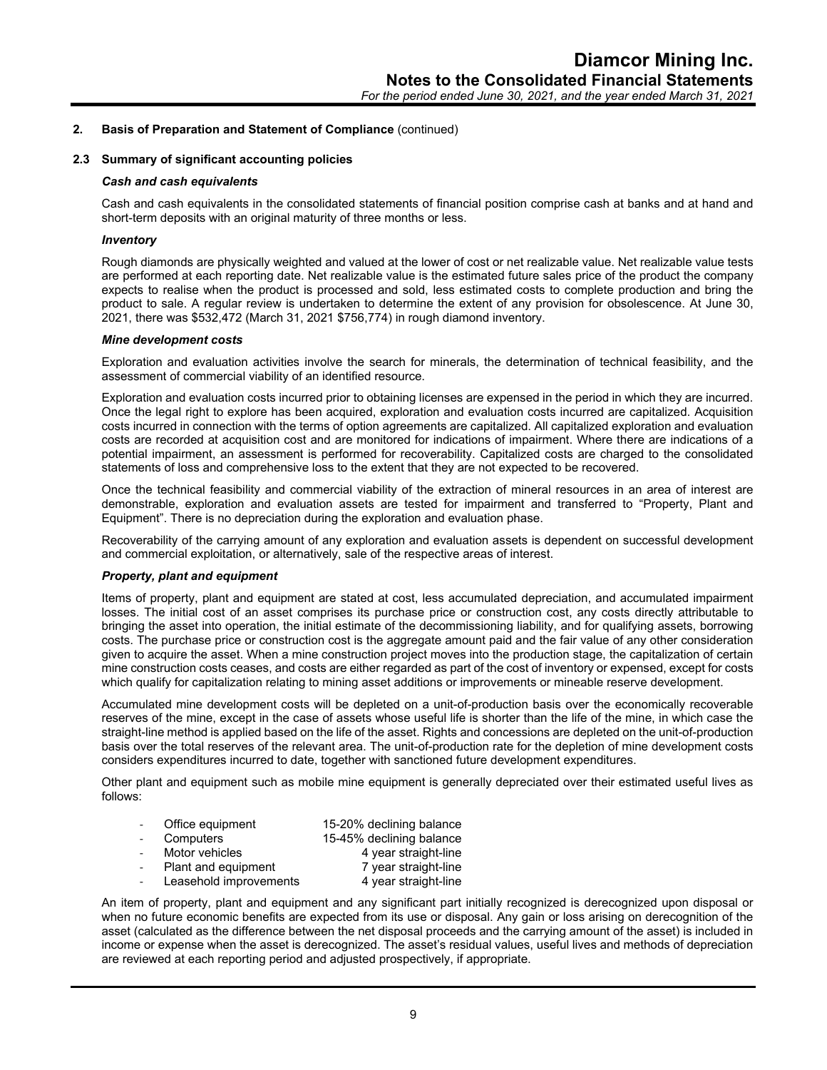## 2. Basis of Preparation and Statement of Compliance (continued)

### 2.3 Summary of significant accounting policies

***Cash and cash equivalents***

Cash and cash equivalents in the consolidated statements of financial position comprise cash at banks and at hand and short-term deposits with an original maturity of three months or less.

***Inventory***

Rough diamonds are physically weighted and valued at the lower of cost or net realizable value. Net realizable value tests are performed at each reporting date. Net realizable value is the estimated future sales price of the product the company expects to realise when the product is processed and sold, less estimated costs to complete production and bring the product to sale. A regular review is undertaken to determine the extent of any provision for obsolescence. At June 30, 2021, there was $532,472 (March 31, 2021 $756,774) in rough diamond inventory.

***Mine development costs***

Exploration and evaluation activities involve the search for minerals, the determination of technical feasibility, and the assessment of commercial viability of an identified resource.

Exploration and evaluation costs incurred prior to obtaining licenses are expensed in the period in which they are incurred. Once the legal right to explore has been acquired, exploration and evaluation costs incurred are capitalized. Acquisition costs incurred in connection with the terms of option agreements are capitalized. All capitalized exploration and evaluation costs are recorded at acquisition cost and are monitored for indications of impairment. Where there are indications of a potential impairment, an assessment is performed for recoverability. Capitalized costs are charged to the consolidated statements of loss and comprehensive loss to the extent that they are not expected to be recovered.

Once the technical feasibility and commercial viability of the extraction of mineral resources in an area of interest are demonstrable, exploration and evaluation assets are tested for impairment and transferred to "Property, Plant and Equipment". There is no depreciation during the exploration and evaluation phase.

Recoverability of the carrying amount of any exploration and evaluation assets is dependent on successful development and commercial exploitation, or alternatively, sale of the respective areas of interest.

***Property, plant and equipment***

Items of property, plant and equipment are stated at cost, less accumulated depreciation, and accumulated impairment losses. The initial cost of an asset comprises its purchase price or construction cost, any costs directly attributable to bringing the asset into operation, the initial estimate of the decommissioning liability, and for qualifying assets, borrowing costs. The purchase price or construction cost is the aggregate amount paid and the fair value of any other consideration given to acquire the asset. When a mine construction project moves into the production stage, the capitalization of certain mine construction costs ceases, and costs are either regarded as part of the cost of inventory or expensed, except for costs which qualify for capitalization relating to mining asset additions or improvements or mineable reserve development.

Accumulated mine development costs will be depleted on a unit-of-production basis over the economically recoverable reserves of the mine, except in the case of assets whose useful life is shorter than the life of the mine, in which case the straight-line method is applied based on the life of the asset. Rights and concessions are depleted on the unit-of-production basis over the total reserves of the relevant area. The unit-of-production rate for the depletion of mine development costs considers expenditures incurred to date, together with sanctioned future development expenditures.

Other plant and equipment such as mobile mine equipment is generally depreciated over their estimated useful lives as follows:

- Office equipment — 15-20% declining balance
- Computers — 15-45% declining balance
- Motor vehicles — 4 year straight-line
- Plant and equipment — 7 year straight-line
- Leasehold improvements — 4 year straight-line

An item of property, plant and equipment and any significant part initially recognized is derecognized upon disposal or when no future economic benefits are expected from its use or disposal. Any gain or loss arising on derecognition of the asset (calculated as the difference between the net disposal proceeds and the carrying amount of the asset) is included in income or expense when the asset is derecognized. The asset's residual values, useful lives and methods of depreciation are reviewed at each reporting period and adjusted prospectively, if appropriate.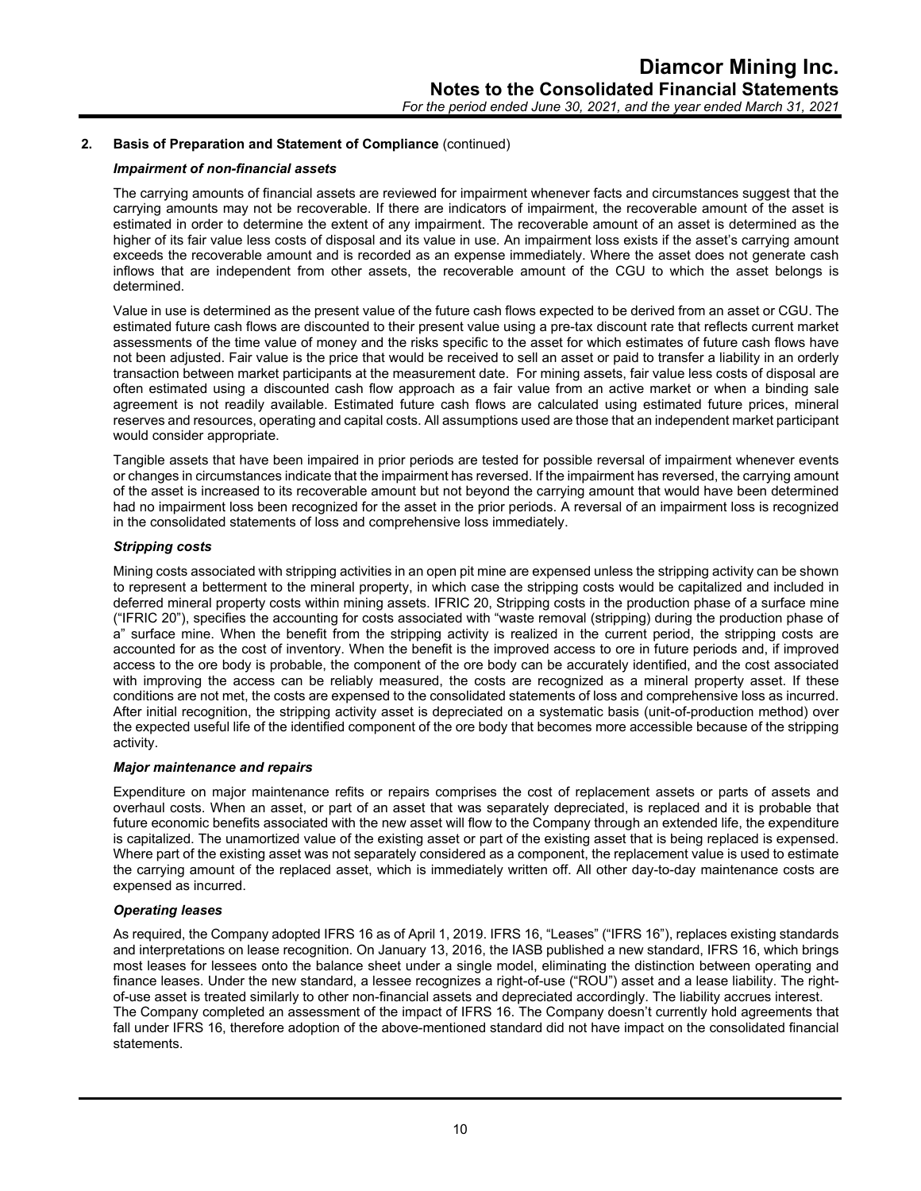## 2. Basis of Preparation and Statement of Compliance (continued)

### *Impairment of non-financial assets*

The carrying amounts of financial assets are reviewed for impairment whenever facts and circumstances suggest that the carrying amounts may not be recoverable. If there are indicators of impairment, the recoverable amount of the asset is estimated in order to determine the extent of any impairment. The recoverable amount of an asset is determined as the higher of its fair value less costs of disposal and its value in use. An impairment loss exists if the asset's carrying amount exceeds the recoverable amount and is recorded as an expense immediately. Where the asset does not generate cash inflows that are independent from other assets, the recoverable amount of the CGU to which the asset belongs is determined.

Value in use is determined as the present value of the future cash flows expected to be derived from an asset or CGU. The estimated future cash flows are discounted to their present value using a pre-tax discount rate that reflects current market assessments of the time value of money and the risks specific to the asset for which estimates of future cash flows have not been adjusted. Fair value is the price that would be received to sell an asset or paid to transfer a liability in an orderly transaction between market participants at the measurement date. For mining assets, fair value less costs of disposal are often estimated using a discounted cash flow approach as a fair value from an active market or when a binding sale agreement is not readily available. Estimated future cash flows are calculated using estimated future prices, mineral reserves and resources, operating and capital costs. All assumptions used are those that an independent market participant would consider appropriate.

Tangible assets that have been impaired in prior periods are tested for possible reversal of impairment whenever events or changes in circumstances indicate that the impairment has reversed. If the impairment has reversed, the carrying amount of the asset is increased to its recoverable amount but not beyond the carrying amount that would have been determined had no impairment loss been recognized for the asset in the prior periods. A reversal of an impairment loss is recognized in the consolidated statements of loss and comprehensive loss immediately.

### *Stripping costs*

Mining costs associated with stripping activities in an open pit mine are expensed unless the stripping activity can be shown to represent a betterment to the mineral property, in which case the stripping costs would be capitalized and included in deferred mineral property costs within mining assets. IFRIC 20, Stripping costs in the production phase of a surface mine ("IFRIC 20"), specifies the accounting for costs associated with "waste removal (stripping) during the production phase of a" surface mine. When the benefit from the stripping activity is realized in the current period, the stripping costs are accounted for as the cost of inventory. When the benefit is the improved access to ore in future periods and, if improved access to the ore body is probable, the component of the ore body can be accurately identified, and the cost associated with improving the access can be reliably measured, the costs are recognized as a mineral property asset. If these conditions are not met, the costs are expensed to the consolidated statements of loss and comprehensive loss as incurred. After initial recognition, the stripping activity asset is depreciated on a systematic basis (unit-of-production method) over the expected useful life of the identified component of the ore body that becomes more accessible because of the stripping activity.

### *Major maintenance and repairs*

Expenditure on major maintenance refits or repairs comprises the cost of replacement assets or parts of assets and overhaul costs. When an asset, or part of an asset that was separately depreciated, is replaced and it is probable that future economic benefits associated with the new asset will flow to the Company through an extended life, the expenditure is capitalized. The unamortized value of the existing asset or part of the existing asset that is being replaced is expensed. Where part of the existing asset was not separately considered as a component, the replacement value is used to estimate the carrying amount of the replaced asset, which is immediately written off. All other day-to-day maintenance costs are expensed as incurred.

### *Operating leases*

As required, the Company adopted IFRS 16 as of April 1, 2019. IFRS 16, "Leases" ("IFRS 16"), replaces existing standards and interpretations on lease recognition. On January 13, 2016, the IASB published a new standard, IFRS 16, which brings most leases for lessees onto the balance sheet under a single model, eliminating the distinction between operating and finance leases. Under the new standard, a lessee recognizes a right-of-use ("ROU") asset and a lease liability. The right-of-use asset is treated similarly to other non-financial assets and depreciated accordingly. The liability accrues interest.
The Company completed an assessment of the impact of IFRS 16. The Company doesn't currently hold agreements that fall under IFRS 16, therefore adoption of the above-mentioned standard did not have impact on the consolidated financial statements.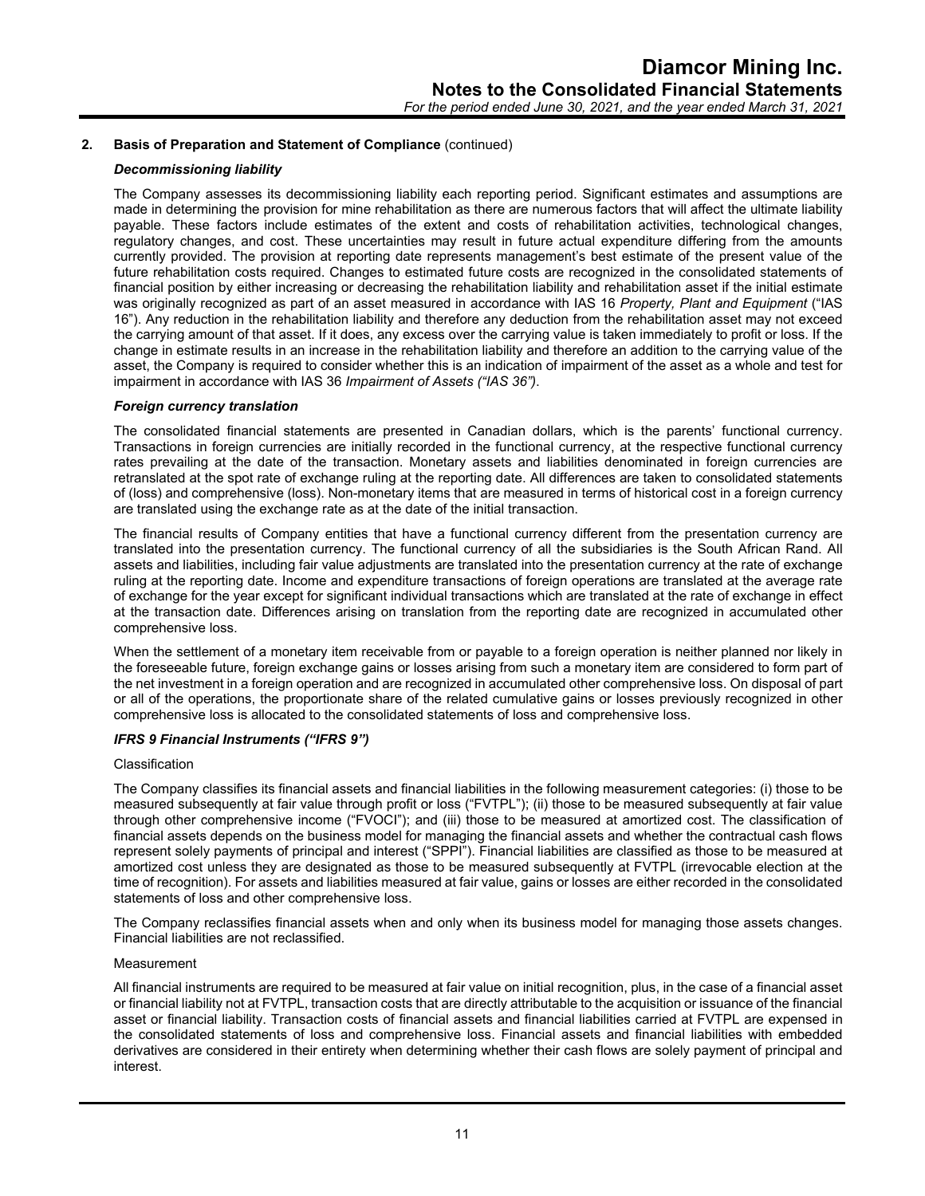## 2. Basis of Preparation and Statement of Compliance (continued)

### *Decommissioning liability*

The Company assesses its decommissioning liability each reporting period. Significant estimates and assumptions are made in determining the provision for mine rehabilitation as there are numerous factors that will affect the ultimate liability payable. These factors include estimates of the extent and costs of rehabilitation activities, technological changes, regulatory changes, and cost. These uncertainties may result in future actual expenditure differing from the amounts currently provided. The provision at reporting date represents management's best estimate of the present value of the future rehabilitation costs required. Changes to estimated future costs are recognized in the consolidated statements of financial position by either increasing or decreasing the rehabilitation liability and rehabilitation asset if the initial estimate was originally recognized as part of an asset measured in accordance with IAS 16 *Property, Plant and Equipment* ("IAS 16"). Any reduction in the rehabilitation liability and therefore any deduction from the rehabilitation asset may not exceed the carrying amount of that asset. If it does, any excess over the carrying value is taken immediately to profit or loss. If the change in estimate results in an increase in the rehabilitation liability and therefore an addition to the carrying value of the asset, the Company is required to consider whether this is an indication of impairment of the asset as a whole and test for impairment in accordance with IAS 36 *Impairment of Assets ("IAS 36")*.

### *Foreign currency translation*

The consolidated financial statements are presented in Canadian dollars, which is the parents' functional currency. Transactions in foreign currencies are initially recorded in the functional currency, at the respective functional currency rates prevailing at the date of the transaction. Monetary assets and liabilities denominated in foreign currencies are retranslated at the spot rate of exchange ruling at the reporting date. All differences are taken to consolidated statements of (loss) and comprehensive (loss). Non-monetary items that are measured in terms of historical cost in a foreign currency are translated using the exchange rate as at the date of the initial transaction.

The financial results of Company entities that have a functional currency different from the presentation currency are translated into the presentation currency. The functional currency of all the subsidiaries is the South African Rand. All assets and liabilities, including fair value adjustments are translated into the presentation currency at the rate of exchange ruling at the reporting date. Income and expenditure transactions of foreign operations are translated at the average rate of exchange for the year except for significant individual transactions which are translated at the rate of exchange in effect at the transaction date. Differences arising on translation from the reporting date are recognized in accumulated other comprehensive loss.

When the settlement of a monetary item receivable from or payable to a foreign operation is neither planned nor likely in the foreseeable future, foreign exchange gains or losses arising from such a monetary item are considered to form part of the net investment in a foreign operation and are recognized in accumulated other comprehensive loss. On disposal of part or all of the operations, the proportionate share of the related cumulative gains or losses previously recognized in other comprehensive loss is allocated to the consolidated statements of loss and comprehensive loss.

### *IFRS 9 Financial Instruments ("IFRS 9")*

Classification

The Company classifies its financial assets and financial liabilities in the following measurement categories: (i) those to be measured subsequently at fair value through profit or loss ("FVTPL"); (ii) those to be measured subsequently at fair value through other comprehensive income ("FVOCI"); and (iii) those to be measured at amortized cost. The classification of financial assets depends on the business model for managing the financial assets and whether the contractual cash flows represent solely payments of principal and interest ("SPPI"). Financial liabilities are classified as those to be measured at amortized cost unless they are designated as those to be measured subsequently at FVTPL (irrevocable election at the time of recognition). For assets and liabilities measured at fair value, gains or losses are either recorded in the consolidated statements of loss and other comprehensive loss.

The Company reclassifies financial assets when and only when its business model for managing those assets changes. Financial liabilities are not reclassified.

Measurement

All financial instruments are required to be measured at fair value on initial recognition, plus, in the case of a financial asset or financial liability not at FVTPL, transaction costs that are directly attributable to the acquisition or issuance of the financial asset or financial liability. Transaction costs of financial assets and financial liabilities carried at FVTPL are expensed in the consolidated statements of loss and comprehensive loss. Financial assets and financial liabilities with embedded derivatives are considered in their entirety when determining whether their cash flows are solely payment of principal and interest.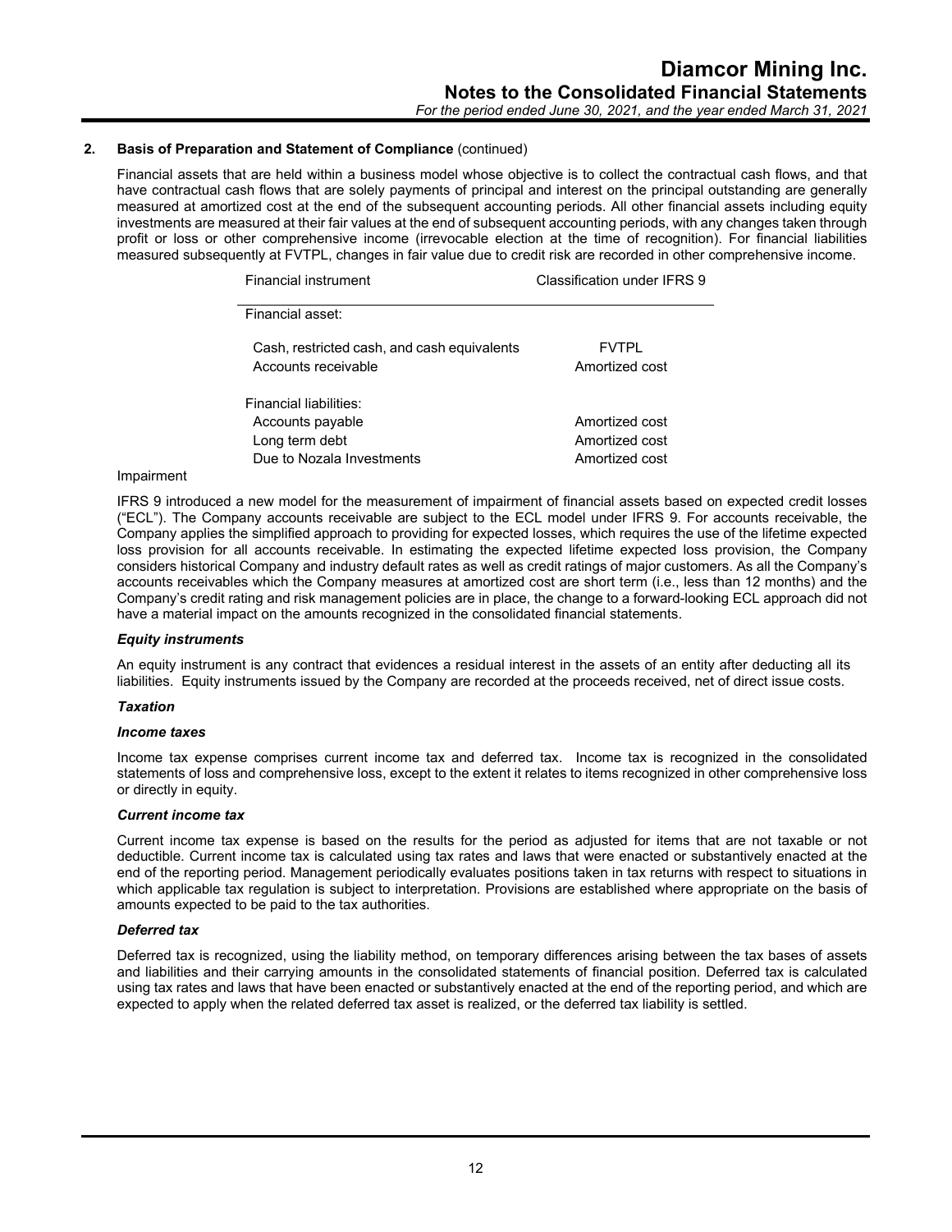## 2. Basis of Preparation and Statement of Compliance (continued)

Financial assets that are held within a business model whose objective is to collect the contractual cash flows, and that have contractual cash flows that are solely payments of principal and interest on the principal outstanding are generally measured at amortized cost at the end of the subsequent accounting periods. All other financial assets including equity investments are measured at their fair values at the end of subsequent accounting periods, with any changes taken through profit or loss or other comprehensive income (irrevocable election at the time of recognition). For financial liabilities measured subsequently at FVTPL, changes in fair value due to credit risk are recorded in other comprehensive income.

| Financial instrument | Classification under IFRS 9 |
|---|---|
| Financial asset: | |
| Cash, restricted cash, and cash equivalents | FVTPL |
| Accounts receivable | Amortized cost |
| Financial liabilities: | |
| Accounts payable | Amortized cost |
| Long term debt | Amortized cost |
| Due to Nozala Investments | Amortized cost |

Impairment

IFRS 9 introduced a new model for the measurement of impairment of financial assets based on expected credit losses ("ECL"). The Company accounts receivable are subject to the ECL model under IFRS 9. For accounts receivable, the Company applies the simplified approach to providing for expected losses, which requires the use of the lifetime expected loss provision for all accounts receivable. In estimating the expected lifetime expected loss provision, the Company considers historical Company and industry default rates as well as credit ratings of major customers. As all the Company's accounts receivables which the Company measures at amortized cost are short term (i.e., less than 12 months) and the Company's credit rating and risk management policies are in place, the change to a forward-looking ECL approach did not have a material impact on the amounts recognized in the consolidated financial statements.

***Equity instruments***

An equity instrument is any contract that evidences a residual interest in the assets of an entity after deducting all its liabilities. Equity instruments issued by the Company are recorded at the proceeds received, net of direct issue costs.

***Taxation***

***Income taxes***

Income tax expense comprises current income tax and deferred tax. Income tax is recognized in the consolidated statements of loss and comprehensive loss, except to the extent it relates to items recognized in other comprehensive loss or directly in equity.

***Current income tax***

Current income tax expense is based on the results for the period as adjusted for items that are not taxable or not deductible. Current income tax is calculated using tax rates and laws that were enacted or substantively enacted at the end of the reporting period. Management periodically evaluates positions taken in tax returns with respect to situations in which applicable tax regulation is subject to interpretation. Provisions are established where appropriate on the basis of amounts expected to be paid to the tax authorities.

***Deferred tax***

Deferred tax is recognized, using the liability method, on temporary differences arising between the tax bases of assets and liabilities and their carrying amounts in the consolidated statements of financial position. Deferred tax is calculated using tax rates and laws that have been enacted or substantively enacted at the end of the reporting period, and which are expected to apply when the related deferred tax asset is realized, or the deferred tax liability is settled.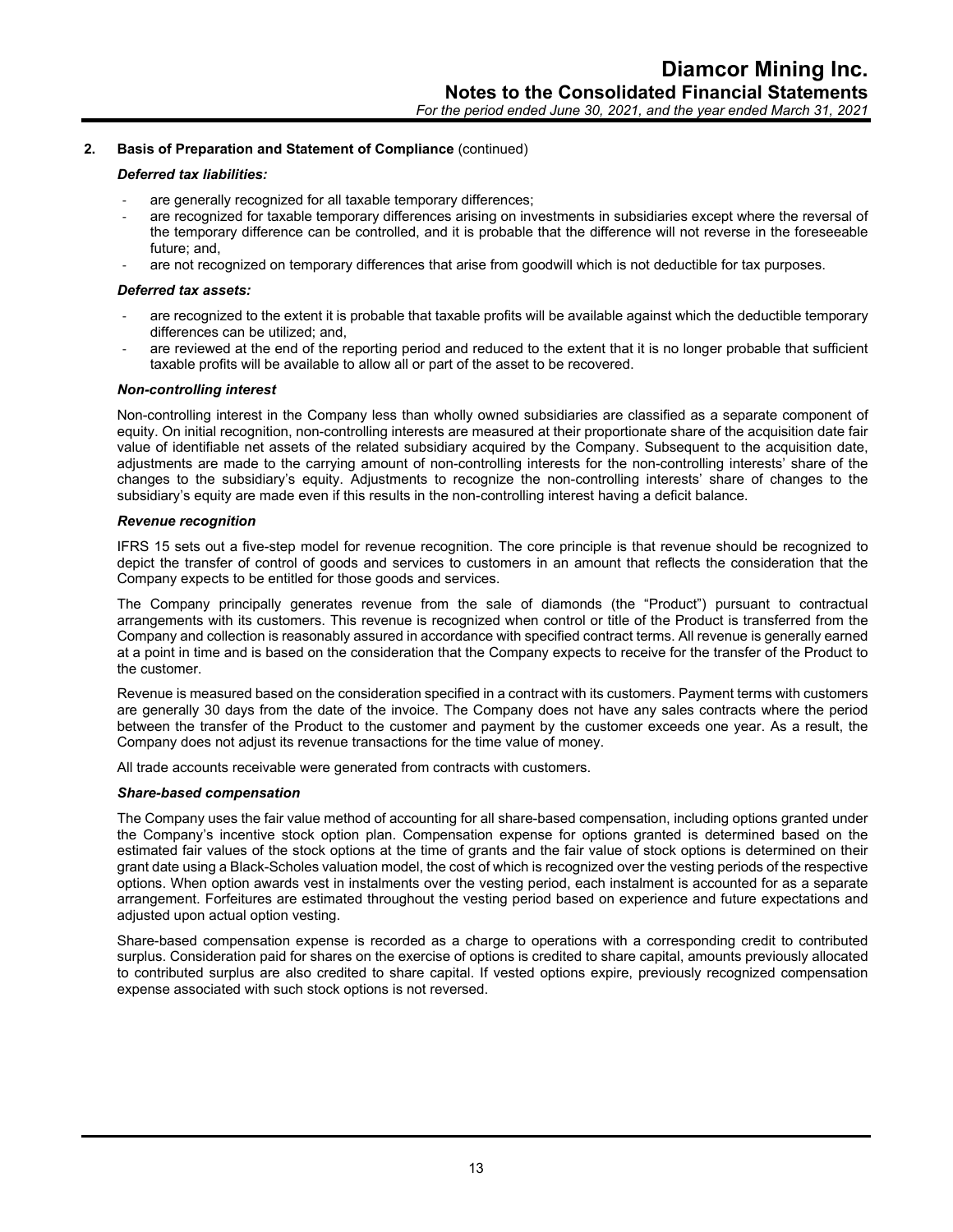## 2. Basis of Preparation and Statement of Compliance (continued)

***Deferred tax liabilities:***

- are generally recognized for all taxable temporary differences;
- are recognized for taxable temporary differences arising on investments in subsidiaries except where the reversal of the temporary difference can be controlled, and it is probable that the difference will not reverse in the foreseeable future; and,
- are not recognized on temporary differences that arise from goodwill which is not deductible for tax purposes.

***Deferred tax assets:***

- are recognized to the extent it is probable that taxable profits will be available against which the deductible temporary differences can be utilized; and,
- are reviewed at the end of the reporting period and reduced to the extent that it is no longer probable that sufficient taxable profits will be available to allow all or part of the asset to be recovered.

***Non-controlling interest***

Non-controlling interest in the Company less than wholly owned subsidiaries are classified as a separate component of equity. On initial recognition, non-controlling interests are measured at their proportionate share of the acquisition date fair value of identifiable net assets of the related subsidiary acquired by the Company. Subsequent to the acquisition date, adjustments are made to the carrying amount of non-controlling interests for the non-controlling interests' share of the changes to the subsidiary's equity. Adjustments to recognize the non-controlling interests' share of changes to the subsidiary's equity are made even if this results in the non-controlling interest having a deficit balance.

***Revenue recognition***

IFRS 15 sets out a five-step model for revenue recognition. The core principle is that revenue should be recognized to depict the transfer of control of goods and services to customers in an amount that reflects the consideration that the Company expects to be entitled for those goods and services.

The Company principally generates revenue from the sale of diamonds (the "Product") pursuant to contractual arrangements with its customers. This revenue is recognized when control or title of the Product is transferred from the Company and collection is reasonably assured in accordance with specified contract terms. All revenue is generally earned at a point in time and is based on the consideration that the Company expects to receive for the transfer of the Product to the customer.

Revenue is measured based on the consideration specified in a contract with its customers. Payment terms with customers are generally 30 days from the date of the invoice. The Company does not have any sales contracts where the period between the transfer of the Product to the customer and payment by the customer exceeds one year. As a result, the Company does not adjust its revenue transactions for the time value of money.

All trade accounts receivable were generated from contracts with customers.

***Share-based compensation***

The Company uses the fair value method of accounting for all share-based compensation, including options granted under the Company's incentive stock option plan. Compensation expense for options granted is determined based on the estimated fair values of the stock options at the time of grants and the fair value of stock options is determined on their grant date using a Black-Scholes valuation model, the cost of which is recognized over the vesting periods of the respective options. When option awards vest in instalments over the vesting period, each instalment is accounted for as a separate arrangement. Forfeitures are estimated throughout the vesting period based on experience and future expectations and adjusted upon actual option vesting.

Share-based compensation expense is recorded as a charge to operations with a corresponding credit to contributed surplus. Consideration paid for shares on the exercise of options is credited to share capital, amounts previously allocated to contributed surplus are also credited to share capital. If vested options expire, previously recognized compensation expense associated with such stock options is not reversed.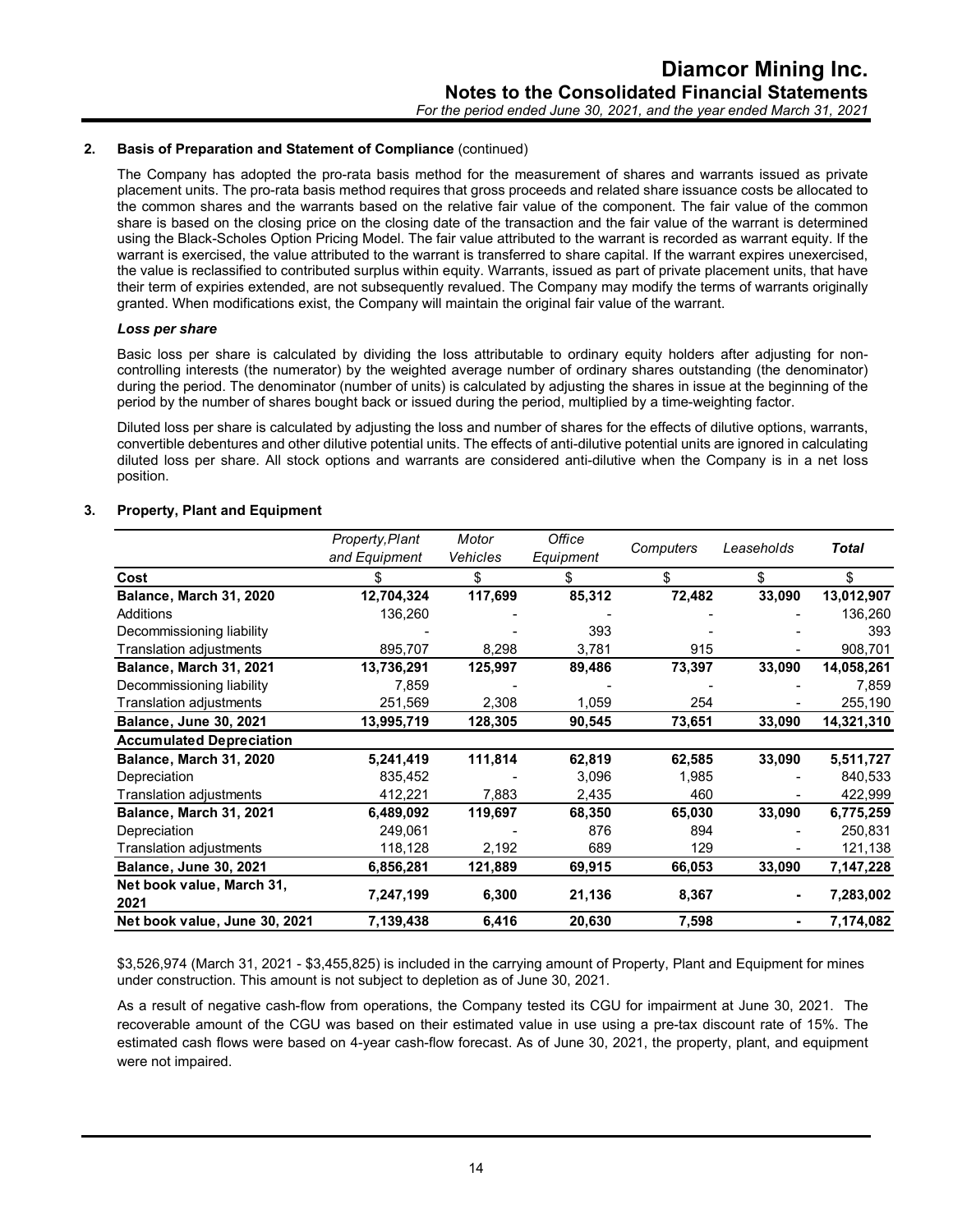## 2. Basis of Preparation and Statement of Compliance (continued)

The Company has adopted the pro-rata basis method for the measurement of shares and warrants issued as private placement units. The pro-rata basis method requires that gross proceeds and related share issuance costs be allocated to the common shares and the warrants based on the relative fair value of the component. The fair value of the common share is based on the closing price on the closing date of the transaction and the fair value of the warrant is determined using the Black-Scholes Option Pricing Model. The fair value attributed to the warrant is recorded as warrant equity. If the warrant is exercised, the value attributed to the warrant is transferred to share capital. If the warrant expires unexercised, the value is reclassified to contributed surplus within equity. Warrants, issued as part of private placement units, that have their term of expiries extended, are not subsequently revalued. The Company may modify the terms of warrants originally granted. When modifications exist, the Company will maintain the original fair value of the warrant.

### *Loss per share*

Basic loss per share is calculated by dividing the loss attributable to ordinary equity holders after adjusting for non-controlling interests (the numerator) by the weighted average number of ordinary shares outstanding (the denominator) during the period. The denominator (number of units) is calculated by adjusting the shares in issue at the beginning of the period by the number of shares bought back or issued during the period, multiplied by a time-weighting factor.

Diluted loss per share is calculated by adjusting the loss and number of shares for the effects of dilutive options, warrants, convertible debentures and other dilutive potential units. The effects of anti-dilutive potential units are ignored in calculating diluted loss per share. All stock options and warrants are considered anti-dilutive when the Company is in a net loss position.

## 3. Property, Plant and Equipment

| | *Property, Plant and Equipment* | *Motor Vehicles* | *Office Equipment* | *Computers* | *Leaseholds* | ***Total*** |
|---|---|---|---|---|---|---|
| **Cost** | $ | $ | $ | $ | $ | $ |
| **Balance, March 31, 2020** | **12,704,324** | **117,699** | **85,312** | **72,482** | **33,090** | **13,012,907** |
| Additions | 136,260 | - | - | - | - | 136,260 |
| Decommissioning liability | - | - | 393 | - | - | 393 |
| Translation adjustments | 895,707 | 8,298 | 3,781 | 915 | - | 908,701 |
| **Balance, March 31, 2021** | **13,736,291** | **125,997** | **89,486** | **73,397** | **33,090** | **14,058,261** |
| Decommissioning liability | 7,859 | - | - | - | - | 7,859 |
| Translation adjustments | 251,569 | 2,308 | 1,059 | 254 | - | 255,190 |
| **Balance, June 30, 2021** | **13,995,719** | **128,305** | **90,545** | **73,651** | **33,090** | **14,321,310** |
| **Accumulated Depreciation** | | | | | | |
| **Balance, March 31, 2020** | **5,241,419** | **111,814** | **62,819** | **62,585** | **33,090** | **5,511,727** |
| Depreciation | 835,452 | - | 3,096 | 1,985 | - | 840,533 |
| Translation adjustments | 412,221 | 7,883 | 2,435 | 460 | - | 422,999 |
| **Balance, March 31, 2021** | **6,489,092** | **119,697** | **68,350** | **65,030** | **33,090** | **6,775,259** |
| Depreciation | 249,061 | - | 876 | 894 | - | 250,831 |
| Translation adjustments | 118,128 | 2,192 | 689 | 129 | - | 121,138 |
| **Balance, June 30, 2021** | **6,856,281** | **121,889** | **69,915** | **66,053** | **33,090** | **7,147,228** |
| **Net book value, March 31, 2021** | **7,247,199** | **6,300** | **21,136** | **8,367** | **-** | **7,283,002** |
| **Net book value, June 30, 2021** | **7,139,438** | **6,416** | **20,630** | **7,598** | **-** | **7,174,082** |

$3,526,974 (March 31, 2021 - $3,455,825) is included in the carrying amount of Property, Plant and Equipment for mines under construction. This amount is not subject to depletion as of June 30, 2021.

As a result of negative cash-flow from operations, the Company tested its CGU for impairment at June 30, 2021. The recoverable amount of the CGU was based on their estimated value in use using a pre-tax discount rate of 15%. The estimated cash flows were based on 4-year cash-flow forecast. As of June 30, 2021, the property, plant, and equipment were not impaired.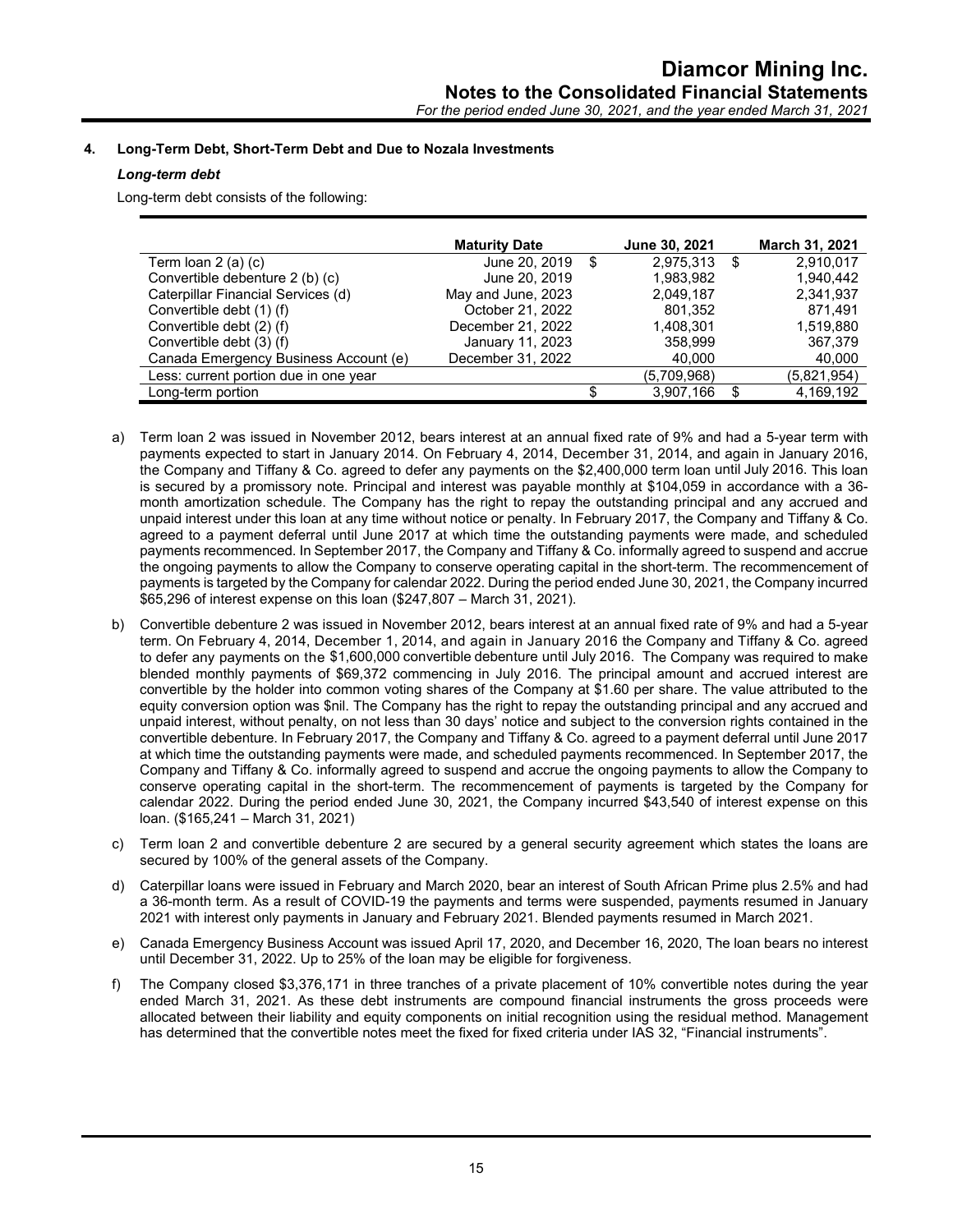## 4. Long-Term Debt, Short-Term Debt and Due to Nozala Investments

### *Long-term debt*

Long-term debt consists of the following:

| | Maturity Date | June 30, 2021 | March 31, 2021 |
|---|---|---|---|
| Term loan 2 (a) (c) | June 20, 2019 | $ 2,975,313 | $ 2,910,017 |
| Convertible debenture 2 (b) (c) | June 20, 2019 | 1,983,982 | 1,940,442 |
| Caterpillar Financial Services (d) | May and June, 2023 | 2,049,187 | 2,341,937 |
| Convertible debt (1) (f) | October 21, 2022 | 801,352 | 871,491 |
| Convertible debt (2) (f) | December 21, 2022 | 1,408,301 | 1,519,880 |
| Convertible debt (3) (f) | January 11, 2023 | 358,999 | 367,379 |
| Canada Emergency Business Account (e) | December 31, 2022 | 40,000 | 40,000 |
| Less: current portion due in one year | | (5,709,968) | (5,821,954) |
| Long-term portion | | $ 3,907,166 | $ 4,169,192 |

a) Term loan 2 was issued in November 2012, bears interest at an annual fixed rate of 9% and had a 5-year term with payments expected to start in January 2014. On February 4, 2014, December 31, 2014, and again in January 2016, the Company and Tiffany & Co. agreed to defer any payments on the $2,400,000 term loan until July 2016. This loan is secured by a promissory note. Principal and interest was payable monthly at $104,059 in accordance with a 36-month amortization schedule. The Company has the right to repay the outstanding principal and any accrued and unpaid interest under this loan at any time without notice or penalty. In February 2017, the Company and Tiffany & Co. agreed to a payment deferral until June 2017 at which time the outstanding payments were made, and scheduled payments recommenced. In September 2017, the Company and Tiffany & Co. informally agreed to suspend and accrue the ongoing payments to allow the Company to conserve operating capital in the short-term. The recommencement of payments is targeted by the Company for calendar 2022. During the period ended June 30, 2021, the Company incurred $65,296 of interest expense on this loan ($247,807 – March 31, 2021).

b) Convertible debenture 2 was issued in November 2012, bears interest at an annual fixed rate of 9% and had a 5-year term. On February 4, 2014, December 1, 2014, and again in January 2016 the Company and Tiffany & Co. agreed to defer any payments on the $1,600,000 convertible debenture until July 2016. The Company was required to make blended monthly payments of $69,372 commencing in July 2016. The principal amount and accrued interest are convertible by the holder into common voting shares of the Company at $1.60 per share. The value attributed to the equity conversion option was $nil. The Company has the right to repay the outstanding principal and any accrued and unpaid interest, without penalty, on not less than 30 days' notice and subject to the conversion rights contained in the convertible debenture. In February 2017, the Company and Tiffany & Co. agreed to a payment deferral until June 2017 at which time the outstanding payments were made, and scheduled payments recommenced. In September 2017, the Company and Tiffany & Co. informally agreed to suspend and accrue the ongoing payments to allow the Company to conserve operating capital in the short-term. The recommencement of payments is targeted by the Company for calendar 2022. During the period ended June 30, 2021, the Company incurred $43,540 of interest expense on this loan. ($165,241 – March 31, 2021)

c) Term loan 2 and convertible debenture 2 are secured by a general security agreement which states the loans are secured by 100% of the general assets of the Company.

d) Caterpillar loans were issued in February and March 2020, bear an interest of South African Prime plus 2.5% and had a 36-month term. As a result of COVID-19 the payments and terms were suspended, payments resumed in January 2021 with interest only payments in January and February 2021. Blended payments resumed in March 2021.

e) Canada Emergency Business Account was issued April 17, 2020, and December 16, 2020, The loan bears no interest until December 31, 2022. Up to 25% of the loan may be eligible for forgiveness.

f) The Company closed $3,376,171 in three tranches of a private placement of 10% convertible notes during the year ended March 31, 2021. As these debt instruments are compound financial instruments the gross proceeds were allocated between their liability and equity components on initial recognition using the residual method. Management has determined that the convertible notes meet the fixed for fixed criteria under IAS 32, "Financial instruments".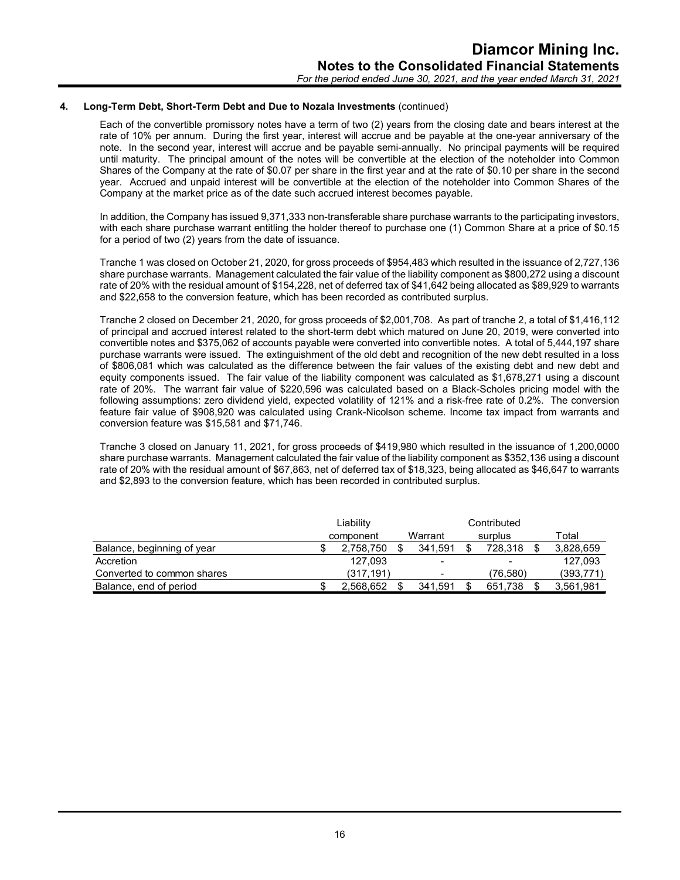## 4. Long-Term Debt, Short-Term Debt and Due to Nozala Investments (continued)

Each of the convertible promissory notes have a term of two (2) years from the closing date and bears interest at the rate of 10% per annum. During the first year, interest will accrue and be payable at the one-year anniversary of the note. In the second year, interest will accrue and be payable semi-annually. No principal payments will be required until maturity. The principal amount of the notes will be convertible at the election of the noteholder into Common Shares of the Company at the rate of $0.07 per share in the first year and at the rate of $0.10 per share in the second year. Accrued and unpaid interest will be convertible at the election of the noteholder into Common Shares of the Company at the market price as of the date such accrued interest becomes payable.

In addition, the Company has issued 9,371,333 non-transferable share purchase warrants to the participating investors, with each share purchase warrant entitling the holder thereof to purchase one (1) Common Share at a price of $0.15 for a period of two (2) years from the date of issuance.

Tranche 1 was closed on October 21, 2020, for gross proceeds of $954,483 which resulted in the issuance of 2,727,136 share purchase warrants. Management calculated the fair value of the liability component as $800,272 using a discount rate of 20% with the residual amount of $154,228, net of deferred tax of $41,642 being allocated as $89,929 to warrants and $22,658 to the conversion feature, which has been recorded as contributed surplus.

Tranche 2 closed on December 21, 2020, for gross proceeds of $2,001,708. As part of tranche 2, a total of $1,416,112 of principal and accrued interest related to the short-term debt which matured on June 20, 2019, were converted into convertible notes and $375,062 of accounts payable were converted into convertible notes. A total of 5,444,197 share purchase warrants were issued. The extinguishment of the old debt and recognition of the new debt resulted in a loss of $806,081 which was calculated as the difference between the fair values of the existing debt and new debt and equity components issued. The fair value of the liability component was calculated as $1,678,271 using a discount rate of 20%. The warrant fair value of $220,596 was calculated based on a Black-Scholes pricing model with the following assumptions: zero dividend yield, expected volatility of 121% and a risk-free rate of 0.2%. The conversion feature fair value of $908,920 was calculated using Crank-Nicolson scheme. Income tax impact from warrants and conversion feature was $15,581 and $71,746.

Tranche 3 closed on January 11, 2021, for gross proceeds of $419,980 which resulted in the issuance of 1,200,0000 share purchase warrants. Management calculated the fair value of the liability component as $352,136 using a discount rate of 20% with the residual amount of $67,863, net of deferred tax of $18,323, being allocated as $46,647 to warrants and $2,893 to the conversion feature, which has been recorded in contributed surplus.

| | Liability component | Warrant | Contributed surplus | Total |
|---|---|---|---|---|
| Balance, beginning of year | $ 2,758,750 | $ 341,591 | $ 728,318 | $ 3,828,659 |
| Accretion | 127,093 | - | - | 127,093 |
| Converted to common shares | (317,191) | - | (76,580) | (393,771) |
| Balance, end of period | $ 2,568,652 | $ 341,591 | $ 651,738 | $ 3,561,981 |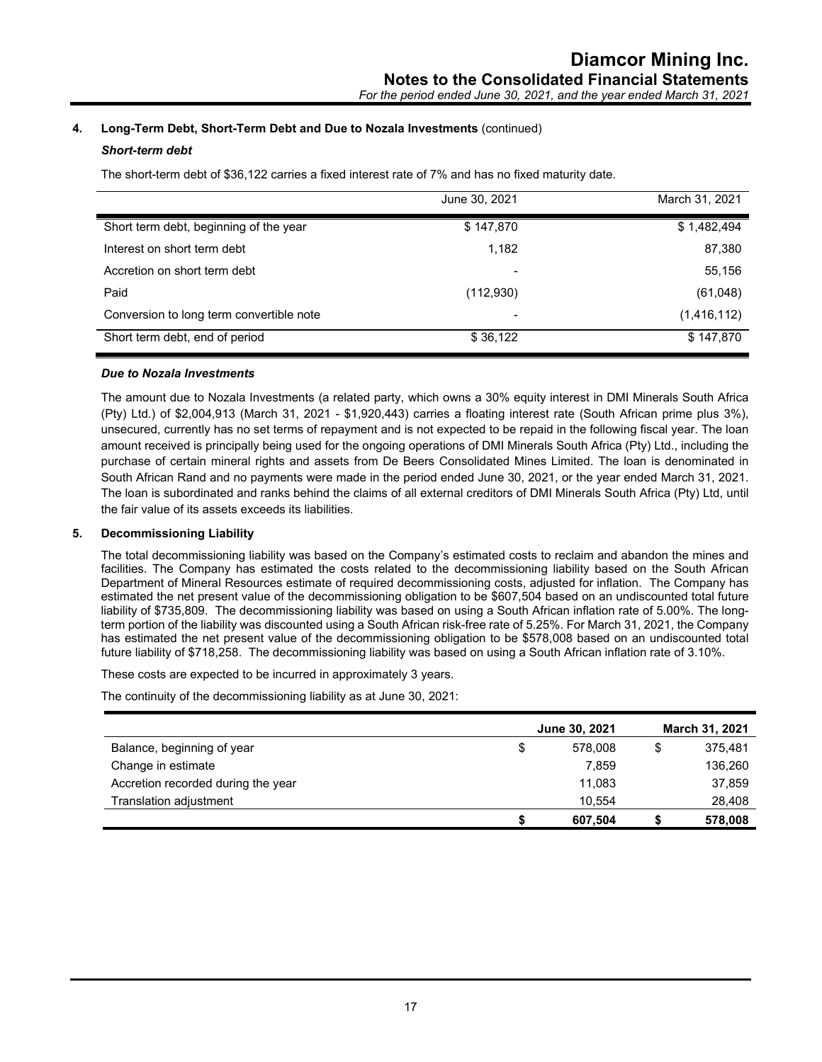## 4. Long-Term Debt, Short-Term Debt and Due to Nozala Investments (continued)

### *Short-term debt*

The short-term debt of $36,122 carries a fixed interest rate of 7% and has no fixed maturity date.

| | June 30, 2021 | March 31, 2021 |
|---|---|---|
| Short term debt, beginning of the year | $ 147,870 | $ 1,482,494 |
| Interest on short term debt | 1,182 | 87,380 |
| Accretion on short term debt | - | 55,156 |
| Paid | (112,930) | (61,048) |
| Conversion to long term convertible note | - | (1,416,112) |
| Short term debt, end of period | $ 36,122 | $ 147,870 |

### *Due to Nozala Investments*

The amount due to Nozala Investments (a related party, which owns a 30% equity interest in DMI Minerals South Africa (Pty) Ltd.) of $2,004,913 (March 31, 2021 - $1,920,443) carries a floating interest rate (South African prime plus 3%), unsecured, currently has no set terms of repayment and is not expected to be repaid in the following fiscal year. The loan amount received is principally being used for the ongoing operations of DMI Minerals South Africa (Pty) Ltd., including the purchase of certain mineral rights and assets from De Beers Consolidated Mines Limited. The loan is denominated in South African Rand and no payments were made in the period ended June 30, 2021, or the year ended March 31, 2021. The loan is subordinated and ranks behind the claims of all external creditors of DMI Minerals South Africa (Pty) Ltd, until the fair value of its assets exceeds its liabilities.

## 5. Decommissioning Liability

The total decommissioning liability was based on the Company's estimated costs to reclaim and abandon the mines and facilities. The Company has estimated the costs related to the decommissioning liability based on the South African Department of Mineral Resources estimate of required decommissioning costs, adjusted for inflation. The Company has estimated the net present value of the decommissioning obligation to be $607,504 based on an undiscounted total future liability of $735,809. The decommissioning liability was based on using a South African inflation rate of 5.00%. The long-term portion of the liability was discounted using a South African risk-free rate of 5.25%. For March 31, 2021, the Company has estimated the net present value of the decommissioning obligation to be $578,008 based on an undiscounted total future liability of $718,258. The decommissioning liability was based on using a South African inflation rate of 3.10%.

These costs are expected to be incurred in approximately 3 years.

The continuity of the decommissioning liability as at June 30, 2021:

| | **June 30, 2021** | **March 31, 2021** |
|---|---|---|
| Balance, beginning of year | $ 578,008 | $ 375,481 |
| Change in estimate | 7,859 | 136,260 |
| Accretion recorded during the year | 11,083 | 37,859 |
| Translation adjustment | 10,554 | 28,408 |
| | **$ 607,504** | **$ 578,008** |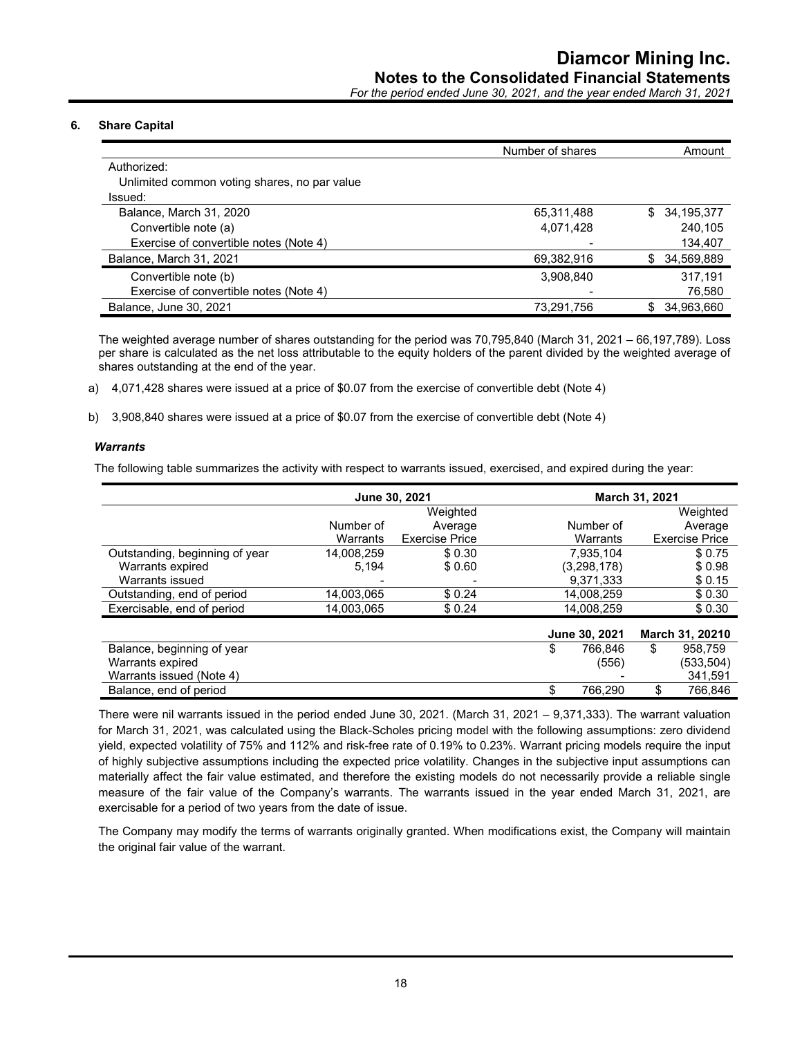## 6. Share Capital

| | Number of shares | Amount |
|---|---|---|
| Authorized: | | |
| Unlimited common voting shares, no par value | | |
| Issued: | | |
| Balance, March 31, 2020 | 65,311,488 | $ 34,195,377 |
| Convertible note (a) | 4,071,428 | 240,105 |
| Exercise of convertible notes (Note 4) | - | 134,407 |
| Balance, March 31, 2021 | 69,382,916 | $ 34,569,889 |
| Convertible note (b) | 3,908,840 | 317,191 |
| Exercise of convertible notes (Note 4) | - | 76,580 |
| Balance, June 30, 2021 | 73,291,756 | $ 34,963,660 |

The weighted average number of shares outstanding for the period was 70,795,840 (March 31, 2021 – 66,197,789). Loss per share is calculated as the net loss attributable to the equity holders of the parent divided by the weighted average of shares outstanding at the end of the year.

a) 4,071,428 shares were issued at a price of $0.07 from the exercise of convertible debt (Note 4)

b) 3,908,840 shares were issued at a price of $0.07 from the exercise of convertible debt (Note 4)

### *Warrants*

The following table summarizes the activity with respect to warrants issued, exercised, and expired during the year:

| | June 30, 2021 | | March 31, 2021 | |
|---|---|---|---|---|
| | Number of Warrants | Weighted Average Exercise Price | Number of Warrants | Weighted Average Exercise Price |
| Outstanding, beginning of year | 14,008,259 | $ 0.30 | 7,935,104 | $ 0.75 |
| Warrants expired | 5,194 | $ 0.60 | (3,298,178) | $ 0.98 |
| Warrants issued | - | - | 9,371,333 | $ 0.15 |
| Outstanding, end of period | 14,003,065 | $ 0.24 | 14,008,259 | $ 0.30 |
| Exercisable, end of period | 14,003,065 | $ 0.24 | 14,008,259 | $ 0.30 |

| | June 30, 2021 | March 31, 20210 |
|---|---|---|
| Balance, beginning of year | $ 766,846 | $ 958,759 |
| Warrants expired | (556) | (533,504) |
| Warrants issued (Note 4) | - | 341,591 |
| Balance, end of period | $ 766,290 | $ 766,846 |

There were nil warrants issued in the period ended June 30, 2021. (March 31, 2021 – 9,371,333). The warrant valuation for March 31, 2021, was calculated using the Black-Scholes pricing model with the following assumptions: zero dividend yield, expected volatility of 75% and 112% and risk-free rate of 0.19% to 0.23%. Warrant pricing models require the input of highly subjective assumptions including the expected price volatility. Changes in the subjective input assumptions can materially affect the fair value estimated, and therefore the existing models do not necessarily provide a reliable single measure of the fair value of the Company's warrants. The warrants issued in the year ended March 31, 2021, are exercisable for a period of two years from the date of issue.

The Company may modify the terms of warrants originally granted. When modifications exist, the Company will maintain the original fair value of the warrant.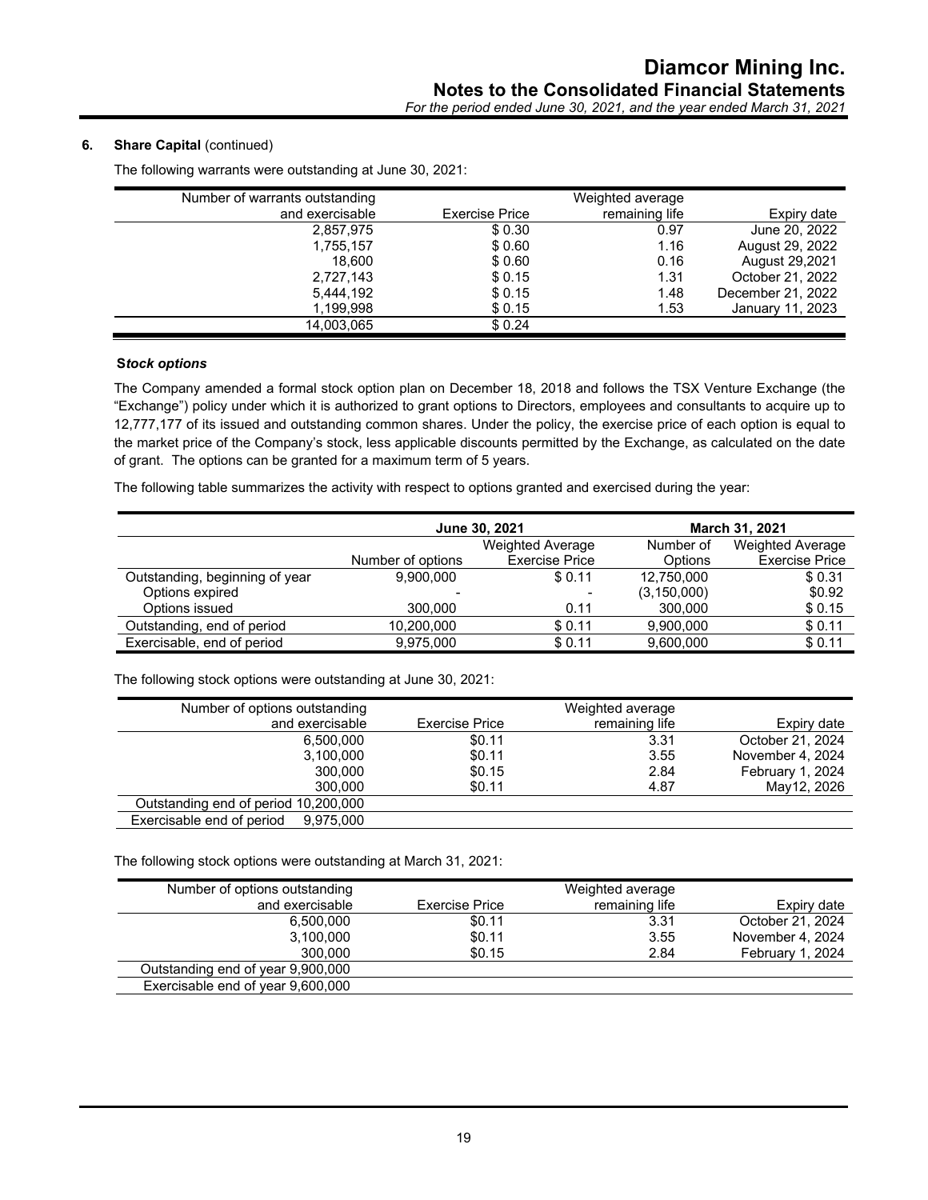## 6. Share Capital (continued)

The following warrants were outstanding at June 30, 2021:

| Number of warrants outstanding and exercisable | Exercise Price | Weighted average remaining life | Expiry date |
|---|---|---|---|
| 2,857,975 | $ 0.30 | 0.97 | June 20, 2022 |
| 1,755,157 | $ 0.60 | 1.16 | August 29, 2022 |
| 18,600 | $ 0.60 | 0.16 | August 29,2021 |
| 2,727,143 | $ 0.15 | 1.31 | October 21, 2022 |
| 5,444,192 | $ 0.15 | 1.48 | December 21, 2022 |
| 1,199,998 | $ 0.15 | 1.53 | January 11, 2023 |
| 14,003,065 | $ 0.24 | | |

### Stock options

The Company amended a formal stock option plan on December 18, 2018 and follows the TSX Venture Exchange (the "Exchange") policy under which it is authorized to grant options to Directors, employees and consultants to acquire up to 12,777,177 of its issued and outstanding common shares. Under the policy, the exercise price of each option is equal to the market price of the Company's stock, less applicable discounts permitted by the Exchange, as calculated on the date of grant. The options can be granted for a maximum term of 5 years.

The following table summarizes the activity with respect to options granted and exercised during the year:

| | June 30, 2021 | | March 31, 2021 | |
|---|---|---|---|---|
| | Number of options | Weighted Average Exercise Price | Number of Options | Weighted Average Exercise Price |
| Outstanding, beginning of year | 9,900,000 | $ 0.11 | 12,750,000 | $ 0.31 |
| Options expired | - | - | (3,150,000) | $0.92 |
| Options issued | 300,000 | 0.11 | 300,000 | $ 0.15 |
| Outstanding, end of period | 10,200,000 | $ 0.11 | 9,900,000 | $ 0.11 |
| Exercisable, end of period | 9,975,000 | $ 0.11 | 9,600,000 | $ 0.11 |

The following stock options were outstanding at June 30, 2021:

| Number of options outstanding and exercisable | Exercise Price | Weighted average remaining life | Expiry date |
|---|---|---|---|
| 6,500,000 | $0.11 | 3.31 | October 21, 2024 |
| 3,100,000 | $0.11 | 3.55 | November 4, 2024 |
| 300,000 | $0.15 | 2.84 | February 1, 2024 |
| 300,000 | $0.11 | 4.87 | May12, 2026 |
| Outstanding end of period 10,200,000 | | | |
| Exercisable end of period 9,975,000 | | | |

The following stock options were outstanding at March 31, 2021:

| Number of options outstanding and exercisable | Exercise Price | Weighted average remaining life | Expiry date |
|---|---|---|---|
| 6,500,000 | $0.11 | 3.31 | October 21, 2024 |
| 3,100,000 | $0.11 | 3.55 | November 4, 2024 |
| 300,000 | $0.15 | 2.84 | February 1, 2024 |
| Outstanding end of year 9,900,000 | | | |
| Exercisable end of year 9,600,000 | | | |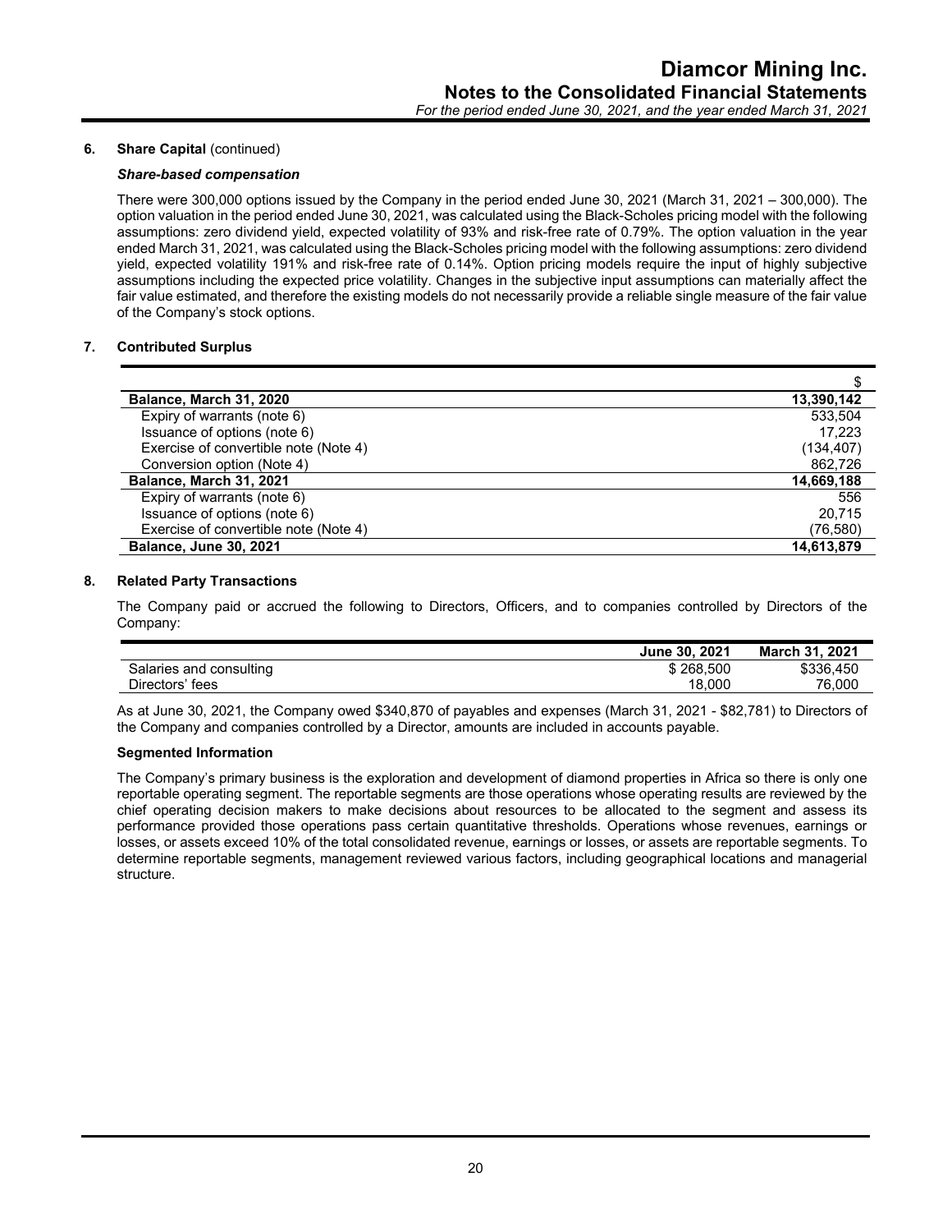**6. Share Capital** (continued)

***Share-based compensation***

There were 300,000 options issued by the Company in the period ended June 30, 2021 (March 31, 2021 – 300,000). The option valuation in the period ended June 30, 2021, was calculated using the Black-Scholes pricing model with the following assumptions: zero dividend yield, expected volatility of 93% and risk-free rate of 0.79%. The option valuation in the year ended March 31, 2021, was calculated using the Black-Scholes pricing model with the following assumptions: zero dividend yield, expected volatility 191% and risk-free rate of 0.14%. Option pricing models require the input of highly subjective assumptions including the expected price volatility. Changes in the subjective input assumptions can materially affect the fair value estimated, and therefore the existing models do not necessarily provide a reliable single measure of the fair value of the Company's stock options.

**7. Contributed Surplus**

| | $ |
|---|---|
| **Balance, March 31, 2020** | **13,390,142** |
| Expiry of warrants (note 6) | 533,504 |
| Issuance of options (note 6) | 17,223 |
| Exercise of convertible note (Note 4) | (134,407) |
| Conversion option (Note 4) | 862,726 |
| **Balance, March 31, 2021** | **14,669,188** |
| Expiry of warrants (note 6) | 556 |
| Issuance of options (note 6) | 20,715 |
| Exercise of convertible note (Note 4) | (76,580) |
| **Balance, June 30, 2021** | **14,613,879** |

**8. Related Party Transactions**

The Company paid or accrued the following to Directors, Officers, and to companies controlled by Directors of the Company:

| | June 30, 2021 | March 31, 2021 |
|---|---|---|
| Salaries and consulting | $ 268,500 | $336,450 |
| Directors' fees | 18,000 | 76,000 |

As at June 30, 2021, the Company owed $340,870 of payables and expenses (March 31, 2021 - $82,781) to Directors of the Company and companies controlled by a Director, amounts are included in accounts payable.

**Segmented Information**

The Company's primary business is the exploration and development of diamond properties in Africa so there is only one reportable operating segment. The reportable segments are those operations whose operating results are reviewed by the chief operating decision makers to make decisions about resources to be allocated to the segment and assess its performance provided those operations pass certain quantitative thresholds. Operations whose revenues, earnings or losses, or assets exceed 10% of the total consolidated revenue, earnings or losses, or assets are reportable segments. To determine reportable segments, management reviewed various factors, including geographical locations and managerial structure.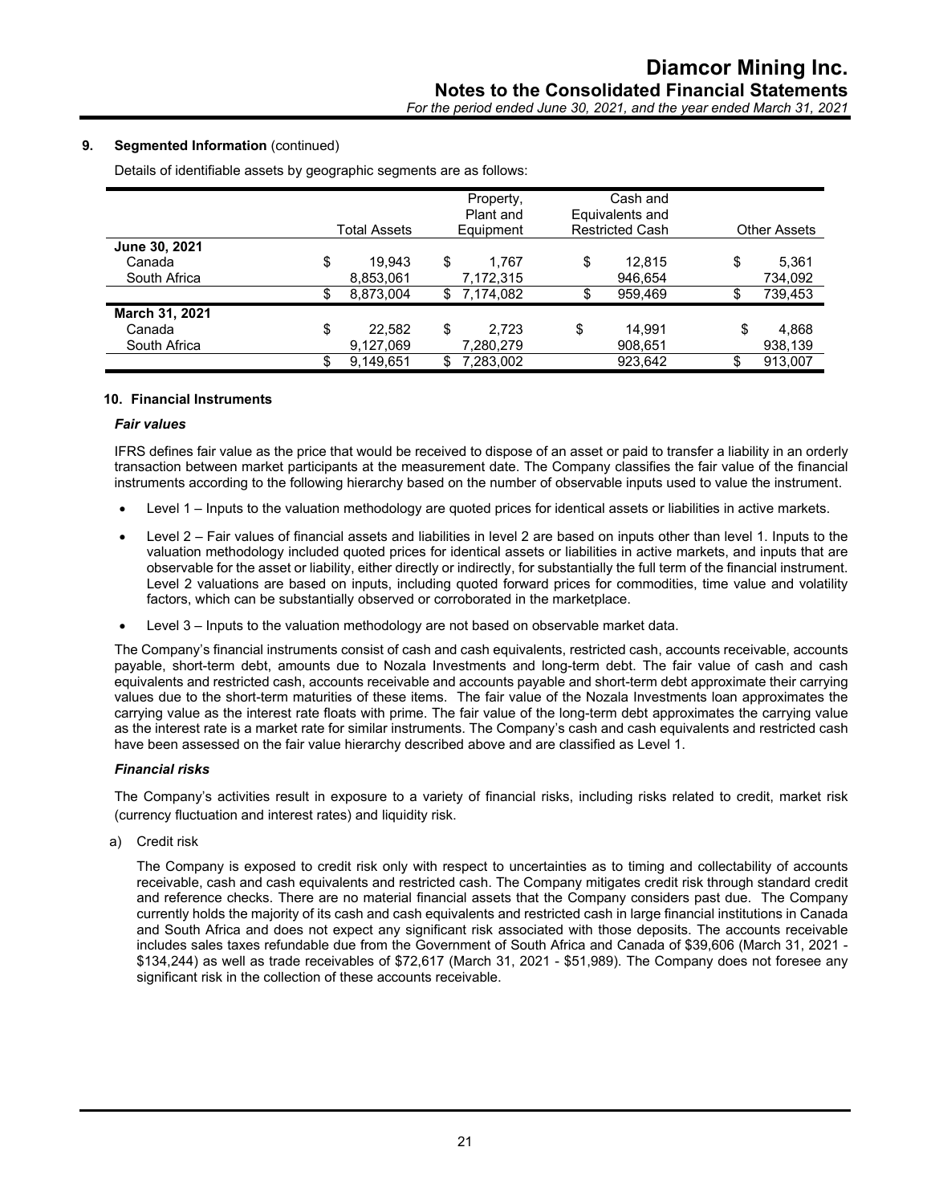**9. Segmented Information** (continued)

Details of identifiable assets by geographic segments are as follows:

| | Total Assets | Property, Plant and Equipment | Cash and Equivalents and Restricted Cash | Other Assets |
|---|---|---|---|---|
| **June 30, 2021** | | | | |
| Canada | $ 19,943 | $ 1,767 | $ 12,815 | $ 5,361 |
| South Africa | 8,853,061 | 7,172,315 | 946,654 | 734,092 |
| | $ 8,873,004 | $ 7,174,082 | $ 959,469 | $ 739,453 |
| **March 31, 2021** | | | | |
| Canada | $ 22,582 | $ 2,723 | $ 14,991 | $ 4,868 |
| South Africa | 9,127,069 | 7,280,279 | 908,651 | 938,139 |
| | $ 9,149,651 | $ 7,283,002 | 923,642 | $ 913,007 |

**10. Financial Instruments**

***Fair values***

IFRS defines fair value as the price that would be received to dispose of an asset or paid to transfer a liability in an orderly transaction between market participants at the measurement date. The Company classifies the fair value of the financial instruments according to the following hierarchy based on the number of observable inputs used to value the instrument.

- Level 1 – Inputs to the valuation methodology are quoted prices for identical assets or liabilities in active markets.
- Level 2 – Fair values of financial assets and liabilities in level 2 are based on inputs other than level 1. Inputs to the valuation methodology included quoted prices for identical assets or liabilities in active markets, and inputs that are observable for the asset or liability, either directly or indirectly, for substantially the full term of the financial instrument. Level 2 valuations are based on inputs, including quoted forward prices for commodities, time value and volatility factors, which can be substantially observed or corroborated in the marketplace.
- Level 3 – Inputs to the valuation methodology are not based on observable market data.

The Company's financial instruments consist of cash and cash equivalents, restricted cash, accounts receivable, accounts payable, short-term debt, amounts due to Nozala Investments and long-term debt. The fair value of cash and cash equivalents and restricted cash, accounts receivable and accounts payable and short-term debt approximate their carrying values due to the short-term maturities of these items. The fair value of the Nozala Investments loan approximates the carrying value as the interest rate floats with prime. The fair value of the long-term debt approximates the carrying value as the interest rate is a market rate for similar instruments. The Company's cash and cash equivalents and restricted cash have been assessed on the fair value hierarchy described above and are classified as Level 1.

***Financial risks***

The Company's activities result in exposure to a variety of financial risks, including risks related to credit, market risk (currency fluctuation and interest rates) and liquidity risk.

a) Credit risk

The Company is exposed to credit risk only with respect to uncertainties as to timing and collectability of accounts receivable, cash and cash equivalents and restricted cash. The Company mitigates credit risk through standard credit and reference checks. There are no material financial assets that the Company considers past due. The Company currently holds the majority of its cash and cash equivalents and restricted cash in large financial institutions in Canada and South Africa and does not expect any significant risk associated with those deposits. The accounts receivable includes sales taxes refundable due from the Government of South Africa and Canada of $39,606 (March 31, 2021 - $134,244) as well as trade receivables of $72,617 (March 31, 2021 - $51,989). The Company does not foresee any significant risk in the collection of these accounts receivable.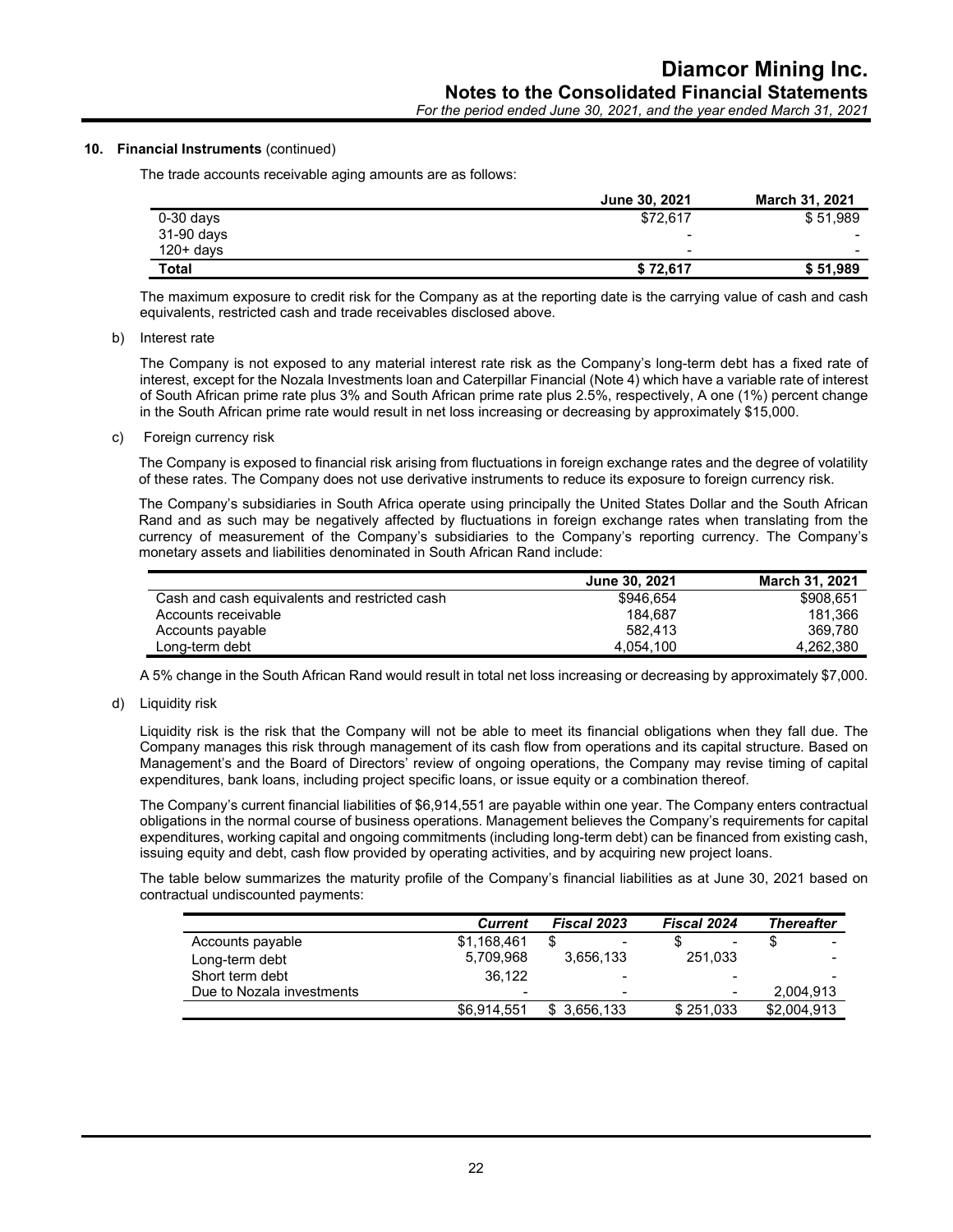## 10. Financial Instruments (continued)

The trade accounts receivable aging amounts are as follows:

| | June 30, 2021 | March 31, 2021 |
|---|---|---|
| 0-30 days | $72,617 | $ 51,989 |
| 31-90 days | - | - |
| 120+ days | - | - |
| **Total** | **$ 72,617** | **$ 51,989** |

The maximum exposure to credit risk for the Company as at the reporting date is the carrying value of cash and cash equivalents, restricted cash and trade receivables disclosed above.

b) Interest rate

The Company is not exposed to any material interest rate risk as the Company's long-term debt has a fixed rate of interest, except for the Nozala Investments loan and Caterpillar Financial (Note 4) which have a variable rate of interest of South African prime rate plus 3% and South African prime rate plus 2.5%, respectively, A one (1%) percent change in the South African prime rate would result in net loss increasing or decreasing by approximately $15,000.

c) Foreign currency risk

The Company is exposed to financial risk arising from fluctuations in foreign exchange rates and the degree of volatility of these rates. The Company does not use derivative instruments to reduce its exposure to foreign currency risk.

The Company's subsidiaries in South Africa operate using principally the United States Dollar and the South African Rand and as such may be negatively affected by fluctuations in foreign exchange rates when translating from the currency of measurement of the Company's subsidiaries to the Company's reporting currency. The Company's monetary assets and liabilities denominated in South African Rand include:

| | June 30, 2021 | March 31, 2021 |
|---|---|---|
| Cash and cash equivalents and restricted cash | $946,654 | $908,651 |
| Accounts receivable | 184,687 | 181,366 |
| Accounts payable | 582,413 | 369,780 |
| Long-term debt | 4,054,100 | 4,262,380 |

A 5% change in the South African Rand would result in total net loss increasing or decreasing by approximately $7,000.

d) Liquidity risk

Liquidity risk is the risk that the Company will not be able to meet its financial obligations when they fall due. The Company manages this risk through management of its cash flow from operations and its capital structure. Based on Management's and the Board of Directors' review of ongoing operations, the Company may revise timing of capital expenditures, bank loans, including project specific loans, or issue equity or a combination thereof.

The Company's current financial liabilities of $6,914,551 are payable within one year. The Company enters contractual obligations in the normal course of business operations. Management believes the Company's requirements for capital expenditures, working capital and ongoing commitments (including long-term debt) can be financed from existing cash, issuing equity and debt, cash flow provided by operating activities, and by acquiring new project loans.

The table below summarizes the maturity profile of the Company's financial liabilities as at June 30, 2021 based on contractual undiscounted payments:

| | *Current* | *Fiscal 2023* | *Fiscal 2024* | *Thereafter* |
|---|---|---|---|---|
| Accounts payable | $1,168,461 | $ - | $ - | $ - |
| Long-term debt | 5,709,968 | 3,656,133 | 251,033 | - |
| Short term debt | 36,122 | - | - | - |
| Due to Nozala investments | - | - | - | 2,004,913 |
| | $6,914,551 | $ 3,656,133 | $ 251,033 | $2,004,913 |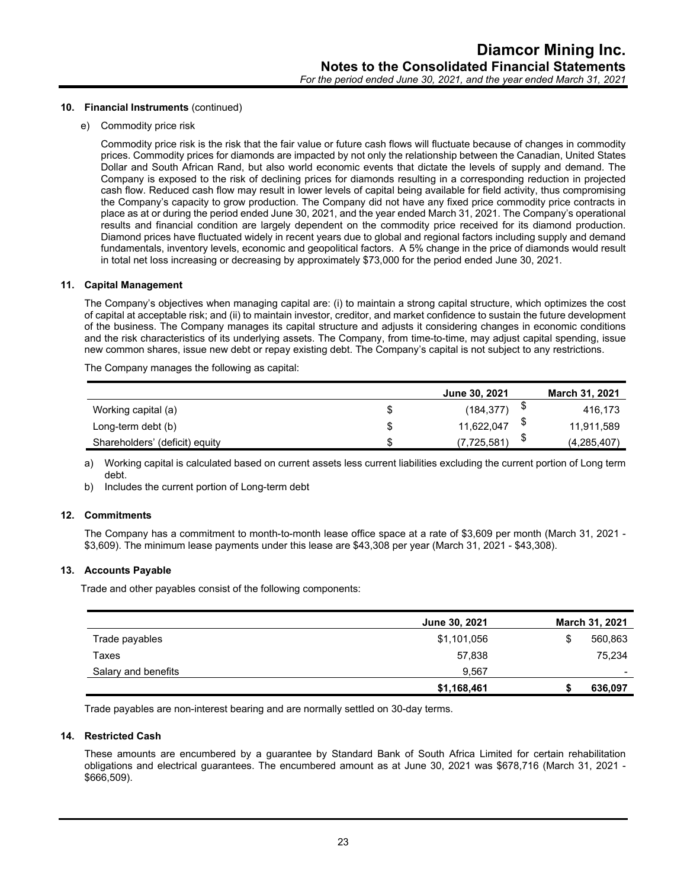**10. Financial Instruments** (continued)

e) Commodity price risk

Commodity price risk is the risk that the fair value or future cash flows will fluctuate because of changes in commodity prices. Commodity prices for diamonds are impacted by not only the relationship between the Canadian, United States Dollar and South African Rand, but also world economic events that dictate the levels of supply and demand. The Company is exposed to the risk of declining prices for diamonds resulting in a corresponding reduction in projected cash flow. Reduced cash flow may result in lower levels of capital being available for field activity, thus compromising the Company's capacity to grow production. The Company did not have any fixed price commodity price contracts in place as at or during the period ended June 30, 2021, and the year ended March 31, 2021. The Company's operational results and financial condition are largely dependent on the commodity price received for its diamond production. Diamond prices have fluctuated widely in recent years due to global and regional factors including supply and demand fundamentals, inventory levels, economic and geopolitical factors. A 5% change in the price of diamonds would result in total net loss increasing or decreasing by approximately $73,000 for the period ended June 30, 2021.

## 11. Capital Management

The Company's objectives when managing capital are: (i) to maintain a strong capital structure, which optimizes the cost of capital at acceptable risk; and (ii) to maintain investor, creditor, and market confidence to sustain the future development of the business. The Company manages its capital structure and adjusts it considering changes in economic conditions and the risk characteristics of its underlying assets. The Company, from time-to-time, may adjust capital spending, issue new common shares, issue new debt or repay existing debt. The Company's capital is not subject to any restrictions.

The Company manages the following as capital:

| | | June 30, 2021 | | March 31, 2021 |
|---|---|---|---|---|
| Working capital (a) | $ | (184,377) | $ | 416,173 |
| Long-term debt (b) | $ | 11,622,047 | $ | 11,911,589 |
| Shareholders' (deficit) equity | $ | (7,725,581) | $ | (4,285,407) |

a) Working capital is calculated based on current assets less current liabilities excluding the current portion of Long term debt.

b) Includes the current portion of Long-term debt

## 12. Commitments

The Company has a commitment to month-to-month lease office space at a rate of $3,609 per month (March 31, 2021 - $3,609). The minimum lease payments under this lease are $43,308 per year (March 31, 2021 - $43,308).

## 13. Accounts Payable

Trade and other payables consist of the following components:

| | June 30, 2021 | | March 31, 2021 |
|---|---|---|---|
| Trade payables | $1,101,056 | $ | 560,863 |
| Taxes | 57,838 | | 75,234 |
| Salary and benefits | 9,567 | | - |
| | **$1,168,461** | **$** | **636,097** |

Trade payables are non-interest bearing and are normally settled on 30-day terms.

## 14. Restricted Cash

These amounts are encumbered by a guarantee by Standard Bank of South Africa Limited for certain rehabilitation obligations and electrical guarantees. The encumbered amount as at June 30, 2021 was $678,716 (March 31, 2021 - $666,509).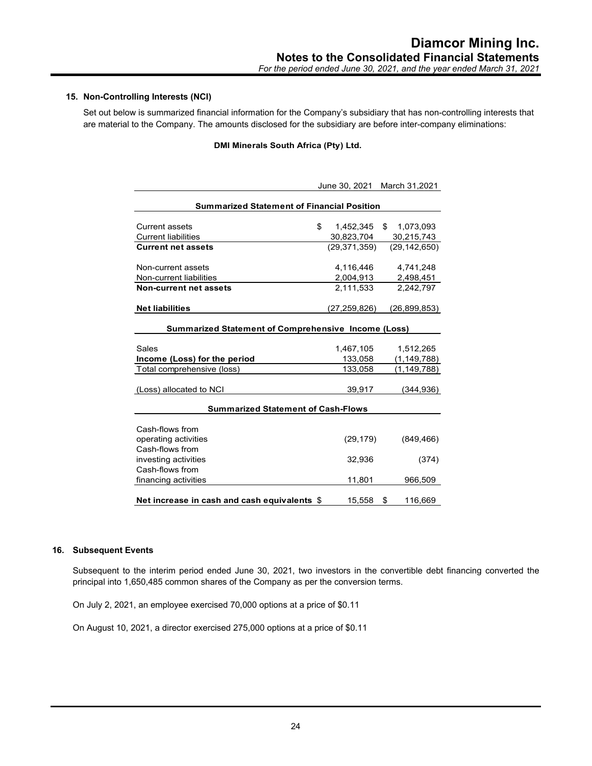## 15. Non-Controlling Interests (NCI)

Set out below is summarized financial information for the Company's subsidiary that has non-controlling interests that are material to the Company. The amounts disclosed for the subsidiary are before inter-company eliminations:

**DMI Minerals South Africa (Pty) Ltd.**

| | June 30, 2021 | March 31,2021 |
|---|---|---|
| **Summarized Statement of Financial Position** | | |
| Current assets | $ 1,452,345 | $ 1,073,093 |
| Current liabilities | 30,823,704 | 30,215,743 |
| **Current net assets** | (29,371,359) | (29,142,650) |
| Non-current assets | 4,116,446 | 4,741,248 |
| Non-current liabilities | 2,004,913 | 2,498,451 |
| **Non-current net assets** | 2,111,533 | 2,242,797 |
| **Net liabilities** | (27,259,826) | (26,899,853) |
| **Summarized Statement of Comprehensive Income (Loss)** | | |
| Sales | 1,467,105 | 1,512,265 |
| **Income (Loss) for the period** | 133,058 | (1,149,788) |
| Total comprehensive (loss) | 133,058 | (1,149,788) |
| (Loss) allocated to NCI | 39,917 | (344,936) |
| **Summarized Statement of Cash-Flows** | | |
| Cash-flows from operating activities | (29,179) | (849,466) |
| Cash-flows from investing activities | 32,936 | (374) |
| Cash-flows from financing activities | 11,801 | 966,509 |
| **Net increase in cash and cash equivalents** | $ 15,558 | $ 116,669 |

## 16. Subsequent Events

Subsequent to the interim period ended June 30, 2021, two investors in the convertible debt financing converted the principal into 1,650,485 common shares of the Company as per the conversion terms.

On July 2, 2021, an employee exercised 70,000 options at a price of $0.11

On August 10, 2021, a director exercised 275,000 options at a price of $0.11